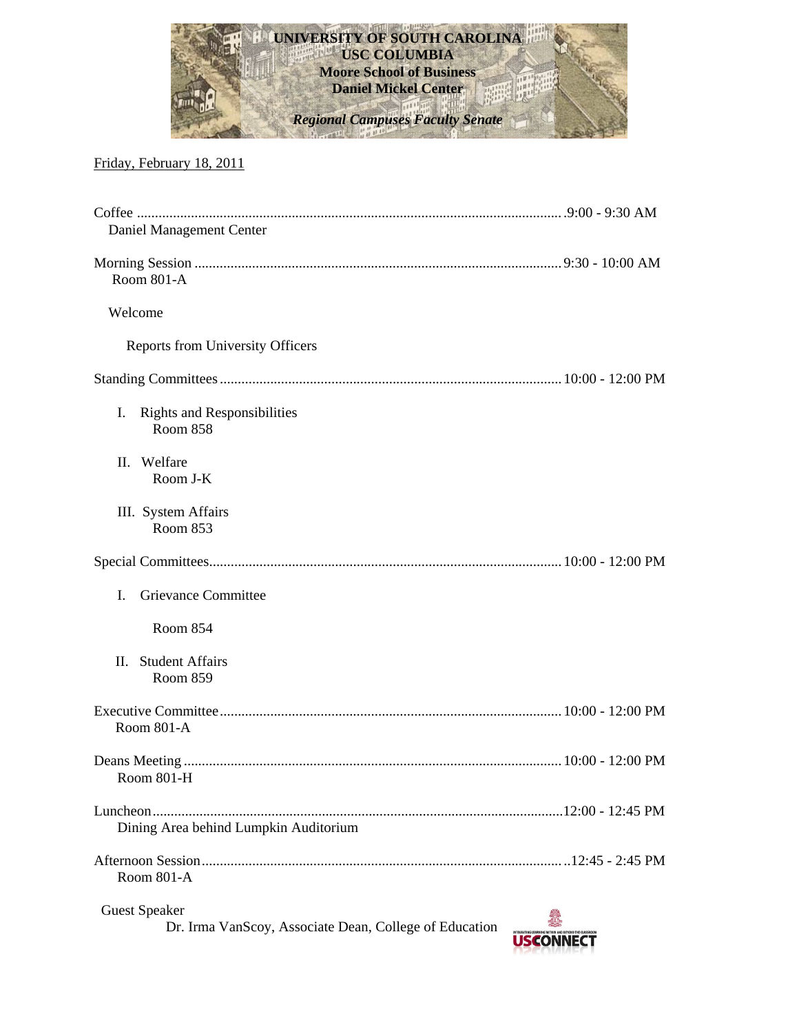**UNIVERSITY OF SOUTH CAROLINA**
**USC COLUMBIA**
**Moore School of Business**
**Daniel Mickel Center**

***Regional Campuses Faculty Senate***

Friday, February 18, 2011

Coffee .................................................. 9:00 - 9:30 AM
Daniel Management Center

Morning Session .................................................. 9:30 - 10:00 AM
Room 801-A

Welcome

Reports from University Officers

Standing Committees .................................................. 10:00 - 12:00 PM

I. Rights and Responsibilities
Room 858

II. Welfare
Room J-K

III. System Affairs
Room 853

Special Committees .................................................. 10:00 - 12:00 PM

I. Grievance Committee

Room 854

II. Student Affairs
Room 859

Executive Committee .................................................. 10:00 - 12:00 PM
Room 801-A

Deans Meeting .................................................. 10:00 - 12:00 PM
Room 801-H

Luncheon .................................................. 12:00 - 12:45 PM
Dining Area behind Lumpkin Auditorium

Afternoon Session .................................................. 12:45 - 2:45 PM
Room 801-A

Guest Speaker
Dr. Irma VanScoy, Associate Dean, College of Education

USCONNECT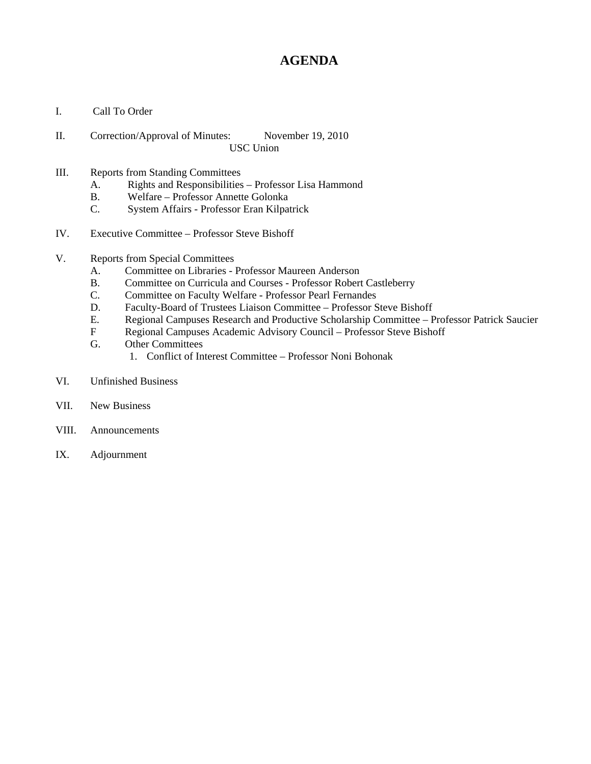# AGENDA

I. Call To Order

II. Correction/Approval of Minutes: November 19, 2010
USC Union

III. Reports from Standing Committees
   - A. Rights and Responsibilities – Professor Lisa Hammond
   - B. Welfare – Professor Annette Golonka
   - C. System Affairs - Professor Eran Kilpatrick

IV. Executive Committee – Professor Steve Bishoff

V. Reports from Special Committees
   - A. Committee on Libraries - Professor Maureen Anderson
   - B. Committee on Curricula and Courses - Professor Robert Castleberry
   - C. Committee on Faculty Welfare - Professor Pearl Fernandes
   - D. Faculty-Board of Trustees Liaison Committee – Professor Steve Bishoff
   - E. Regional Campuses Research and Productive Scholarship Committee – Professor Patrick Saucier
   - F Regional Campuses Academic Advisory Council – Professor Steve Bishoff
   - G. Other Committees
     1. Conflict of Interest Committee – Professor Noni Bohonak

VI. Unfinished Business

VII. New Business

VIII. Announcements

IX. Adjournment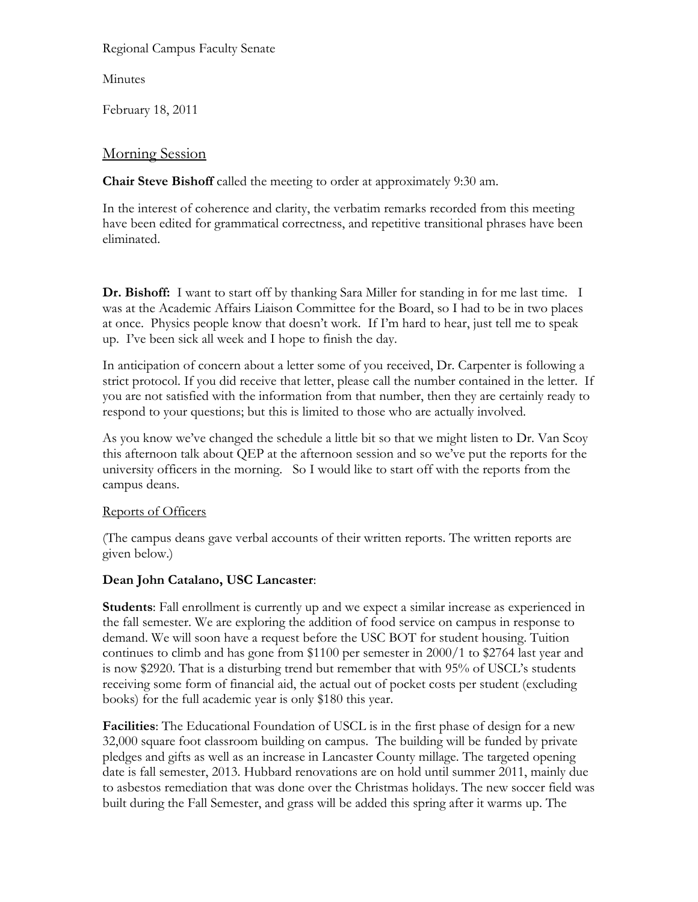Regional Campus Faculty Senate

Minutes

February 18, 2011

## Morning Session

**Chair Steve Bishoff** called the meeting to order at approximately 9:30 am.

In the interest of coherence and clarity, the verbatim remarks recorded from this meeting have been edited for grammatical correctness, and repetitive transitional phrases have been eliminated.

**Dr. Bishoff:** I want to start off by thanking Sara Miller for standing in for me last time. I was at the Academic Affairs Liaison Committee for the Board, so I had to be in two places at once. Physics people know that doesn't work. If I'm hard to hear, just tell me to speak up. I've been sick all week and I hope to finish the day.

In anticipation of concern about a letter some of you received, Dr. Carpenter is following a strict protocol. If you did receive that letter, please call the number contained in the letter. If you are not satisfied with the information from that number, then they are certainly ready to respond to your questions; but this is limited to those who are actually involved.

As you know we've changed the schedule a little bit so that we might listen to Dr. Van Scoy this afternoon talk about QEP at the afternoon session and so we've put the reports for the university officers in the morning. So I would like to start off with the reports from the campus deans.

### Reports of Officers

(The campus deans gave verbal accounts of their written reports. The written reports are given below.)

**Dean John Catalano, USC Lancaster**:

**Students**: Fall enrollment is currently up and we expect a similar increase as experienced in the fall semester. We are exploring the addition of food service on campus in response to demand. We will soon have a request before the USC BOT for student housing. Tuition continues to climb and has gone from $1100 per semester in 2000/1 to $2764 last year and is now $2920. That is a disturbing trend but remember that with 95% of USCL's students receiving some form of financial aid, the actual out of pocket costs per student (excluding books) for the full academic year is only $180 this year.

**Facilities**: The Educational Foundation of USCL is in the first phase of design for a new 32,000 square foot classroom building on campus. The building will be funded by private pledges and gifts as well as an increase in Lancaster County millage. The targeted opening date is fall semester, 2013. Hubbard renovations are on hold until summer 2011, mainly due to asbestos remediation that was done over the Christmas holidays. The new soccer field was built during the Fall Semester, and grass will be added this spring after it warms up. The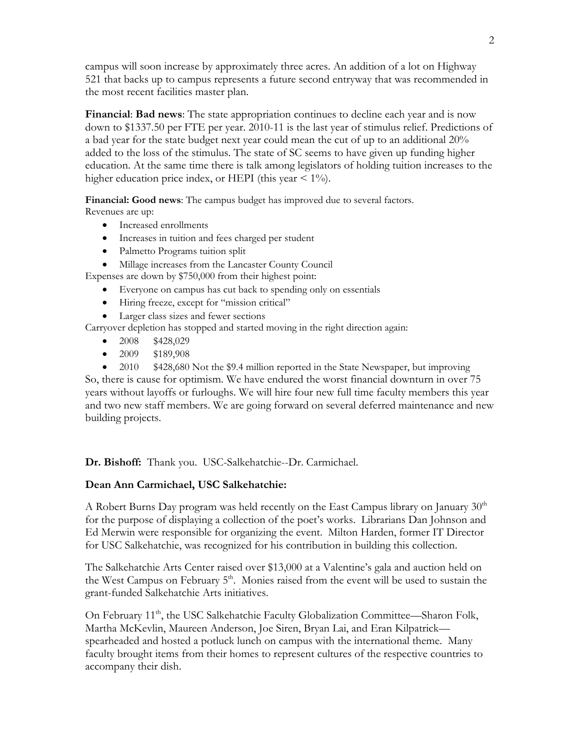campus will soon increase by approximately three acres. An addition of a lot on Highway 521 that backs up to campus represents a future second entryway that was recommended in the most recent facilities master plan.

**Financial**: **Bad news**: The state appropriation continues to decline each year and is now down to $1337.50 per FTE per year. 2010-11 is the last year of stimulus relief. Predictions of a bad year for the state budget next year could mean the cut of up to an additional 20% added to the loss of the stimulus. The state of SC seems to have given up funding higher education. At the same time there is talk among legislators of holding tuition increases to the higher education price index, or HEPI (this year < 1%).

**Financial: Good news**: The campus budget has improved due to several factors.
Revenues are up:

- Increased enrollments
- Increases in tuition and fees charged per student
- Palmetto Programs tuition split
- Millage increases from the Lancaster County Council

Expenses are down by $750,000 from their highest point:

- Everyone on campus has cut back to spending only on essentials
- Hiring freeze, except for "mission critical"
- Larger class sizes and fewer sections

Carryover depletion has stopped and started moving in the right direction again:

- 2008 $428,029
- 2009 $189,908
- 2010 $428,680 Not the $9.4 million reported in the State Newspaper, but improving

So, there is cause for optimism. We have endured the worst financial downturn in over 75 years without layoffs or furloughs. We will hire four new full time faculty members this year and two new staff members. We are going forward on several deferred maintenance and new building projects.

**Dr. Bishoff:** Thank you. USC-Salkehatchie--Dr. Carmichael.

**Dean Ann Carmichael, USC Salkehatchie:**

A Robert Burns Day program was held recently on the East Campus library on January 30th for the purpose of displaying a collection of the poet's works. Librarians Dan Johnson and Ed Merwin were responsible for organizing the event. Milton Harden, former IT Director for USC Salkehatchie, was recognized for his contribution in building this collection.

The Salkehatchie Arts Center raised over $13,000 at a Valentine's gala and auction held on the West Campus on February 5th. Monies raised from the event will be used to sustain the grant-funded Salkehatchie Arts initiatives.

On February 11th, the USC Salkehatchie Faculty Globalization Committee—Sharon Folk, Martha McKevlin, Maureen Anderson, Joe Siren, Bryan Lai, and Eran Kilpatrick—spearheaded and hosted a potluck lunch on campus with the international theme. Many faculty brought items from their homes to represent cultures of the respective countries to accompany their dish.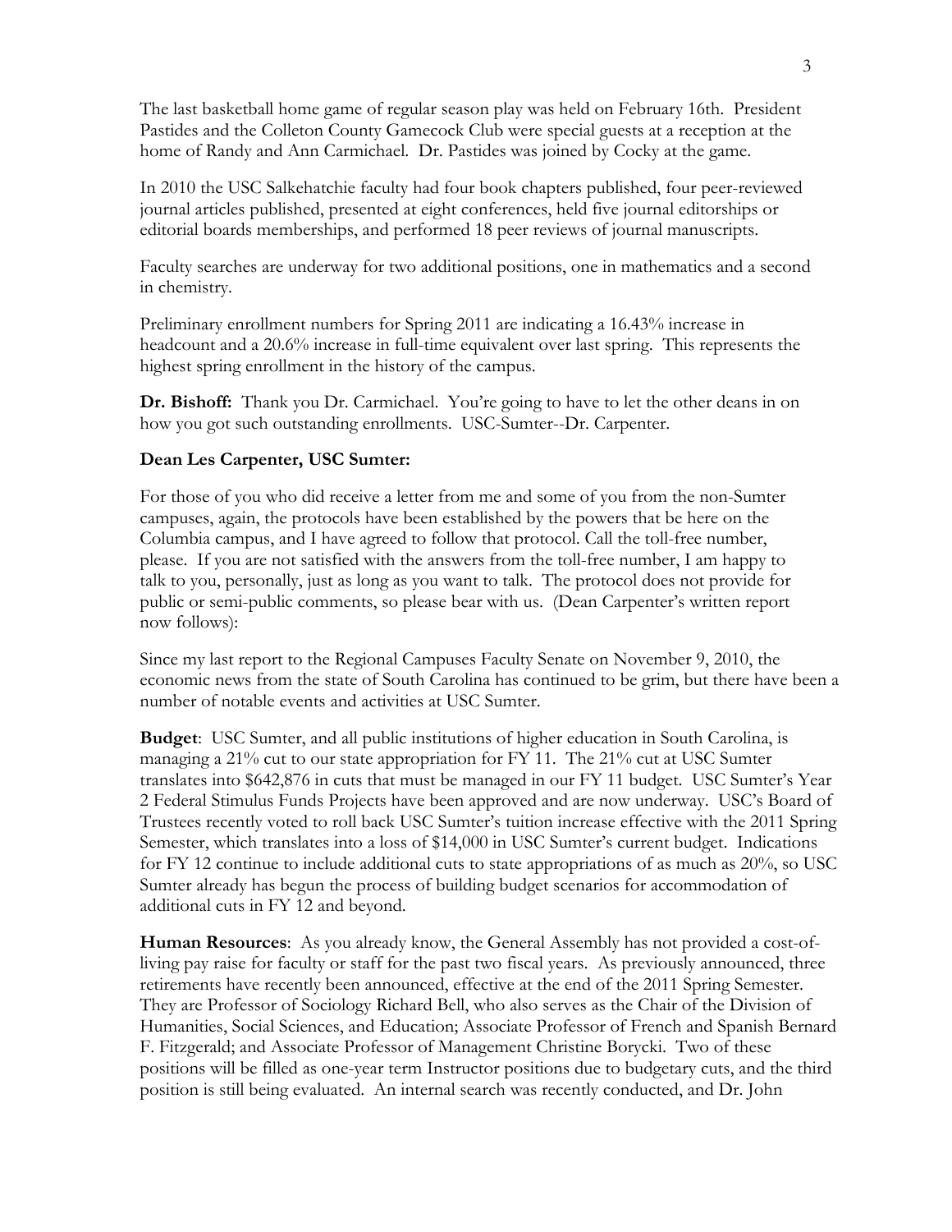The last basketball home game of regular season play was held on February 16th. President Pastides and the Colleton County Gamecock Club were special guests at a reception at the home of Randy and Ann Carmichael. Dr. Pastides was joined by Cocky at the game.

In 2010 the USC Salkehatchie faculty had four book chapters published, four peer-reviewed journal articles published, presented at eight conferences, held five journal editorships or editorial boards memberships, and performed 18 peer reviews of journal manuscripts.

Faculty searches are underway for two additional positions, one in mathematics and a second in chemistry.

Preliminary enrollment numbers for Spring 2011 are indicating a 16.43% increase in headcount and a 20.6% increase in full-time equivalent over last spring. This represents the highest spring enrollment in the history of the campus.

**Dr. Bishoff:** Thank you Dr. Carmichael. You're going to have to let the other deans in on how you got such outstanding enrollments. USC-Sumter--Dr. Carpenter.

**Dean Les Carpenter, USC Sumter:**

For those of you who did receive a letter from me and some of you from the non-Sumter campuses, again, the protocols have been established by the powers that be here on the Columbia campus, and I have agreed to follow that protocol. Call the toll-free number, please. If you are not satisfied with the answers from the toll-free number, I am happy to talk to you, personally, just as long as you want to talk. The protocol does not provide for public or semi-public comments, so please bear with us. (Dean Carpenter's written report now follows):

Since my last report to the Regional Campuses Faculty Senate on November 9, 2010, the economic news from the state of South Carolina has continued to be grim, but there have been a number of notable events and activities at USC Sumter.

**Budget**: USC Sumter, and all public institutions of higher education in South Carolina, is managing a 21% cut to our state appropriation for FY 11. The 21% cut at USC Sumter translates into $642,876 in cuts that must be managed in our FY 11 budget. USC Sumter's Year 2 Federal Stimulus Funds Projects have been approved and are now underway. USC's Board of Trustees recently voted to roll back USC Sumter's tuition increase effective with the 2011 Spring Semester, which translates into a loss of $14,000 in USC Sumter's current budget. Indications for FY 12 continue to include additional cuts to state appropriations of as much as 20%, so USC Sumter already has begun the process of building budget scenarios for accommodation of additional cuts in FY 12 and beyond.

**Human Resources**: As you already know, the General Assembly has not provided a cost-of-living pay raise for faculty or staff for the past two fiscal years. As previously announced, three retirements have recently been announced, effective at the end of the 2011 Spring Semester. They are Professor of Sociology Richard Bell, who also serves as the Chair of the Division of Humanities, Social Sciences, and Education; Associate Professor of French and Spanish Bernard F. Fitzgerald; and Associate Professor of Management Christine Borycki. Two of these positions will be filled as one-year term Instructor positions due to budgetary cuts, and the third position is still being evaluated. An internal search was recently conducted, and Dr. John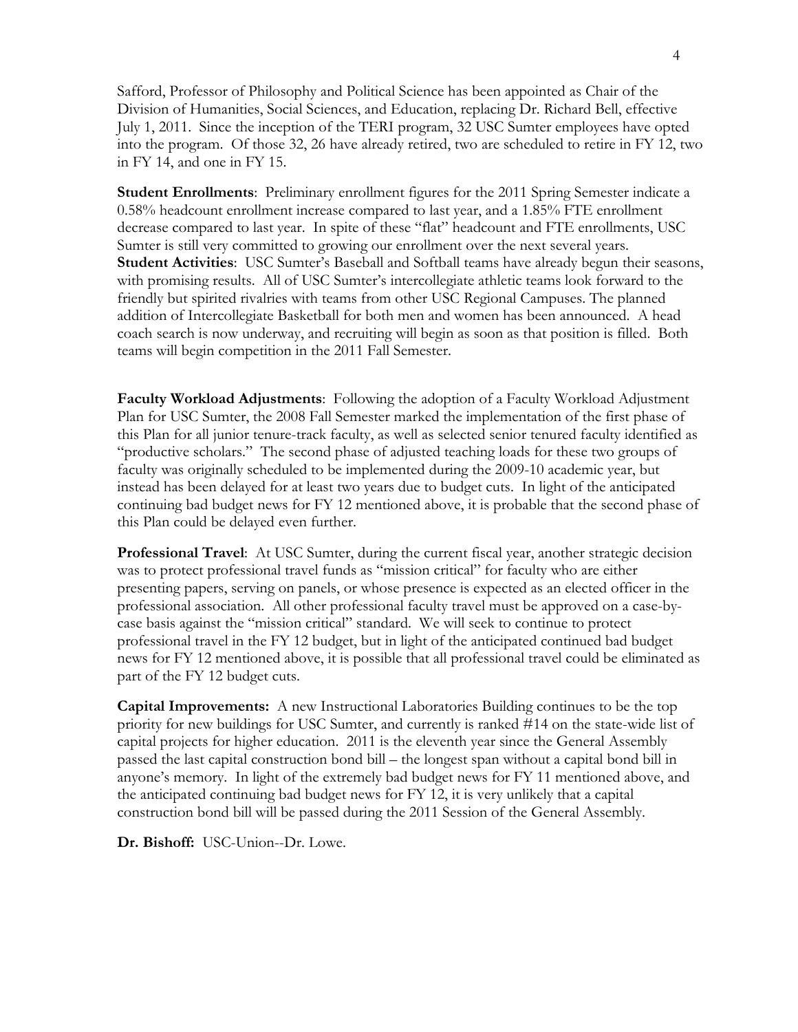Safford, Professor of Philosophy and Political Science has been appointed as Chair of the Division of Humanities, Social Sciences, and Education, replacing Dr. Richard Bell, effective July 1, 2011. Since the inception of the TERI program, 32 USC Sumter employees have opted into the program. Of those 32, 26 have already retired, two are scheduled to retire in FY 12, two in FY 14, and one in FY 15.

**Student Enrollments**: Preliminary enrollment figures for the 2011 Spring Semester indicate a 0.58% headcount enrollment increase compared to last year, and a 1.85% FTE enrollment decrease compared to last year. In spite of these "flat" headcount and FTE enrollments, USC Sumter is still very committed to growing our enrollment over the next several years.

**Student Activities**: USC Sumter's Baseball and Softball teams have already begun their seasons, with promising results. All of USC Sumter's intercollegiate athletic teams look forward to the friendly but spirited rivalries with teams from other USC Regional Campuses. The planned addition of Intercollegiate Basketball for both men and women has been announced. A head coach search is now underway, and recruiting will begin as soon as that position is filled. Both teams will begin competition in the 2011 Fall Semester.

**Faculty Workload Adjustments**: Following the adoption of a Faculty Workload Adjustment Plan for USC Sumter, the 2008 Fall Semester marked the implementation of the first phase of this Plan for all junior tenure-track faculty, as well as selected senior tenured faculty identified as "productive scholars." The second phase of adjusted teaching loads for these two groups of faculty was originally scheduled to be implemented during the 2009-10 academic year, but instead has been delayed for at least two years due to budget cuts. In light of the anticipated continuing bad budget news for FY 12 mentioned above, it is probable that the second phase of this Plan could be delayed even further.

**Professional Travel**: At USC Sumter, during the current fiscal year, another strategic decision was to protect professional travel funds as "mission critical" for faculty who are either presenting papers, serving on panels, or whose presence is expected as an elected officer in the professional association. All other professional faculty travel must be approved on a case-by-case basis against the "mission critical" standard. We will seek to continue to protect professional travel in the FY 12 budget, but in light of the anticipated continued bad budget news for FY 12 mentioned above, it is possible that all professional travel could be eliminated as part of the FY 12 budget cuts.

**Capital Improvements:** A new Instructional Laboratories Building continues to be the top priority for new buildings for USC Sumter, and currently is ranked #14 on the state-wide list of capital projects for higher education. 2011 is the eleventh year since the General Assembly passed the last capital construction bond bill – the longest span without a capital bond bill in anyone's memory. In light of the extremely bad budget news for FY 11 mentioned above, and the anticipated continuing bad budget news for FY 12, it is very unlikely that a capital construction bond bill will be passed during the 2011 Session of the General Assembly.

**Dr. Bishoff:** USC-Union--Dr. Lowe.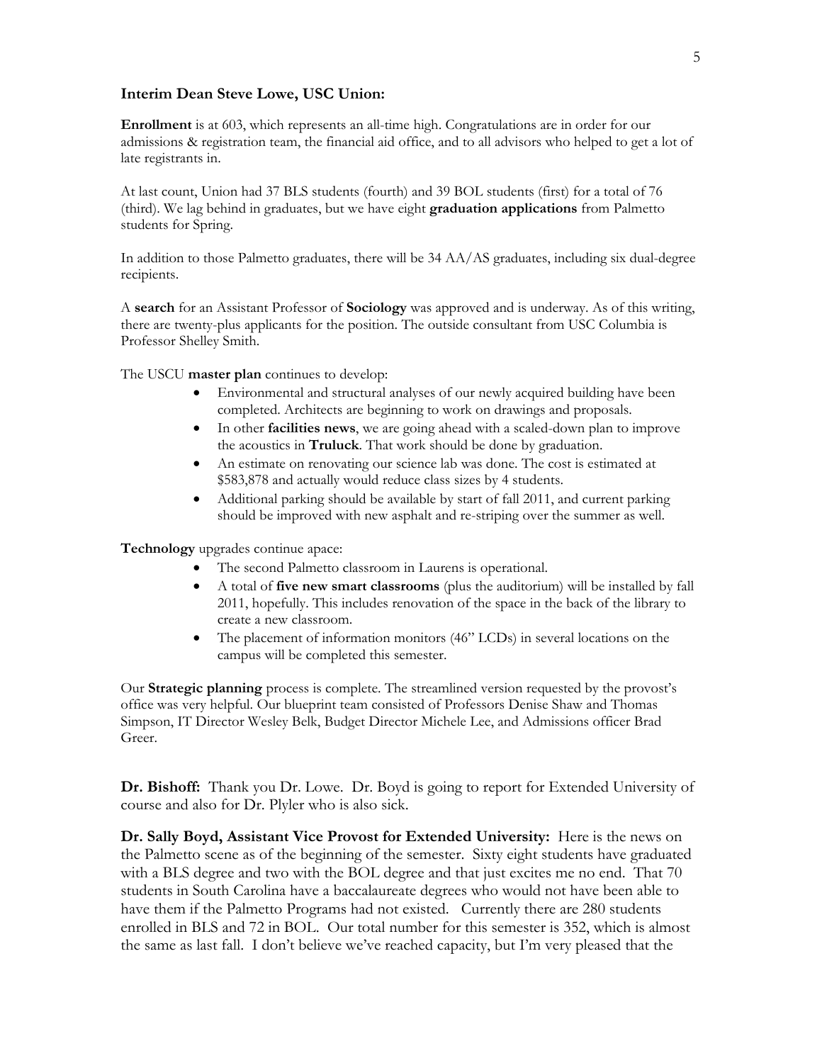**Interim Dean Steve Lowe, USC Union:**

**Enrollment** is at 603, which represents an all-time high. Congratulations are in order for our admissions & registration team, the financial aid office, and to all advisors who helped to get a lot of late registrants in.

At last count, Union had 37 BLS students (fourth) and 39 BOL students (first) for a total of 76 (third). We lag behind in graduates, but we have eight **graduation applications** from Palmetto students for Spring.

In addition to those Palmetto graduates, there will be 34 AA/AS graduates, including six dual-degree recipients.

A **search** for an Assistant Professor of **Sociology** was approved and is underway. As of this writing, there are twenty-plus applicants for the position. The outside consultant from USC Columbia is Professor Shelley Smith.

The USCU **master plan** continues to develop:

- Environmental and structural analyses of our newly acquired building have been completed. Architects are beginning to work on drawings and proposals.
- In other **facilities news**, we are going ahead with a scaled-down plan to improve the acoustics in **Truluck**. That work should be done by graduation.
- An estimate on renovating our science lab was done. The cost is estimated at $583,878 and actually would reduce class sizes by 4 students.
- Additional parking should be available by start of fall 2011, and current parking should be improved with new asphalt and re-striping over the summer as well.

**Technology** upgrades continue apace:

- The second Palmetto classroom in Laurens is operational.
- A total of **five new smart classrooms** (plus the auditorium) will be installed by fall 2011, hopefully. This includes renovation of the space in the back of the library to create a new classroom.
- The placement of information monitors (46" LCDs) in several locations on the campus will be completed this semester.

Our **Strategic planning** process is complete. The streamlined version requested by the provost's office was very helpful. Our blueprint team consisted of Professors Denise Shaw and Thomas Simpson, IT Director Wesley Belk, Budget Director Michele Lee, and Admissions officer Brad Greer.

**Dr. Bishoff:** Thank you Dr. Lowe. Dr. Boyd is going to report for Extended University of course and also for Dr. Plyler who is also sick.

**Dr. Sally Boyd, Assistant Vice Provost for Extended University:** Here is the news on the Palmetto scene as of the beginning of the semester. Sixty eight students have graduated with a BLS degree and two with the BOL degree and that just excites me no end. That 70 students in South Carolina have a baccalaureate degrees who would not have been able to have them if the Palmetto Programs had not existed. Currently there are 280 students enrolled in BLS and 72 in BOL. Our total number for this semester is 352, which is almost the same as last fall. I don't believe we've reached capacity, but I'm very pleased that the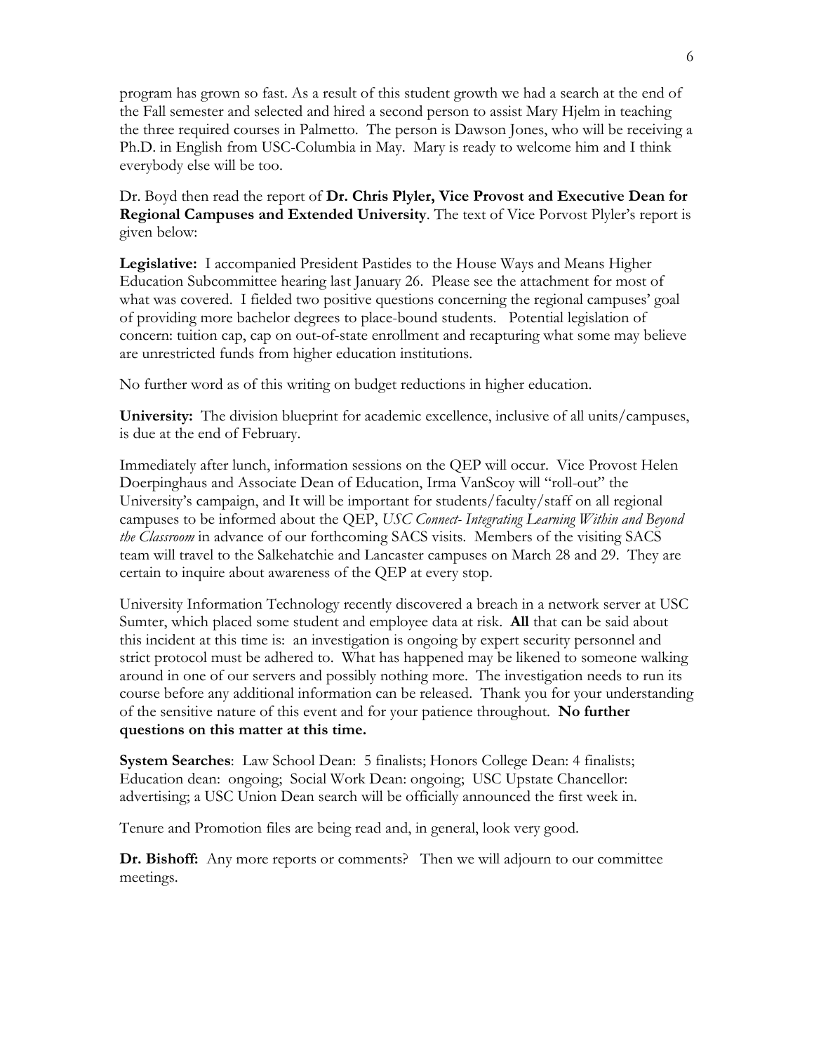program has grown so fast. As a result of this student growth we had a search at the end of the Fall semester and selected and hired a second person to assist Mary Hjelm in teaching the three required courses in Palmetto. The person is Dawson Jones, who will be receiving a Ph.D. in English from USC-Columbia in May. Mary is ready to welcome him and I think everybody else will be too.

Dr. Boyd then read the report of **Dr. Chris Plyler, Vice Provost and Executive Dean for Regional Campuses and Extended University**. The text of Vice Porvost Plyler's report is given below:

**Legislative:** I accompanied President Pastides to the House Ways and Means Higher Education Subcommittee hearing last January 26. Please see the attachment for most of what was covered. I fielded two positive questions concerning the regional campuses' goal of providing more bachelor degrees to place-bound students. Potential legislation of concern: tuition cap, cap on out-of-state enrollment and recapturing what some may believe are unrestricted funds from higher education institutions.

No further word as of this writing on budget reductions in higher education.

**University:** The division blueprint for academic excellence, inclusive of all units/campuses, is due at the end of February.

Immediately after lunch, information sessions on the QEP will occur. Vice Provost Helen Doerpinghaus and Associate Dean of Education, Irma VanScoy will "roll-out" the University's campaign, and It will be important for students/faculty/staff on all regional campuses to be informed about the QEP, *USC Connect- Integrating Learning Within and Beyond the Classroom* in advance of our forthcoming SACS visits. Members of the visiting SACS team will travel to the Salkehatchie and Lancaster campuses on March 28 and 29. They are certain to inquire about awareness of the QEP at every stop.

University Information Technology recently discovered a breach in a network server at USC Sumter, which placed some student and employee data at risk. **All** that can be said about this incident at this time is: an investigation is ongoing by expert security personnel and strict protocol must be adhered to. What has happened may be likened to someone walking around in one of our servers and possibly nothing more. The investigation needs to run its course before any additional information can be released. Thank you for your understanding of the sensitive nature of this event and for your patience throughout. **No further questions on this matter at this time.**

**System Searches**: Law School Dean: 5 finalists; Honors College Dean: 4 finalists; Education dean: ongoing; Social Work Dean: ongoing; USC Upstate Chancellor: advertising; a USC Union Dean search will be officially announced the first week in.

Tenure and Promotion files are being read and, in general, look very good.

**Dr. Bishoff:** Any more reports or comments? Then we will adjourn to our committee meetings.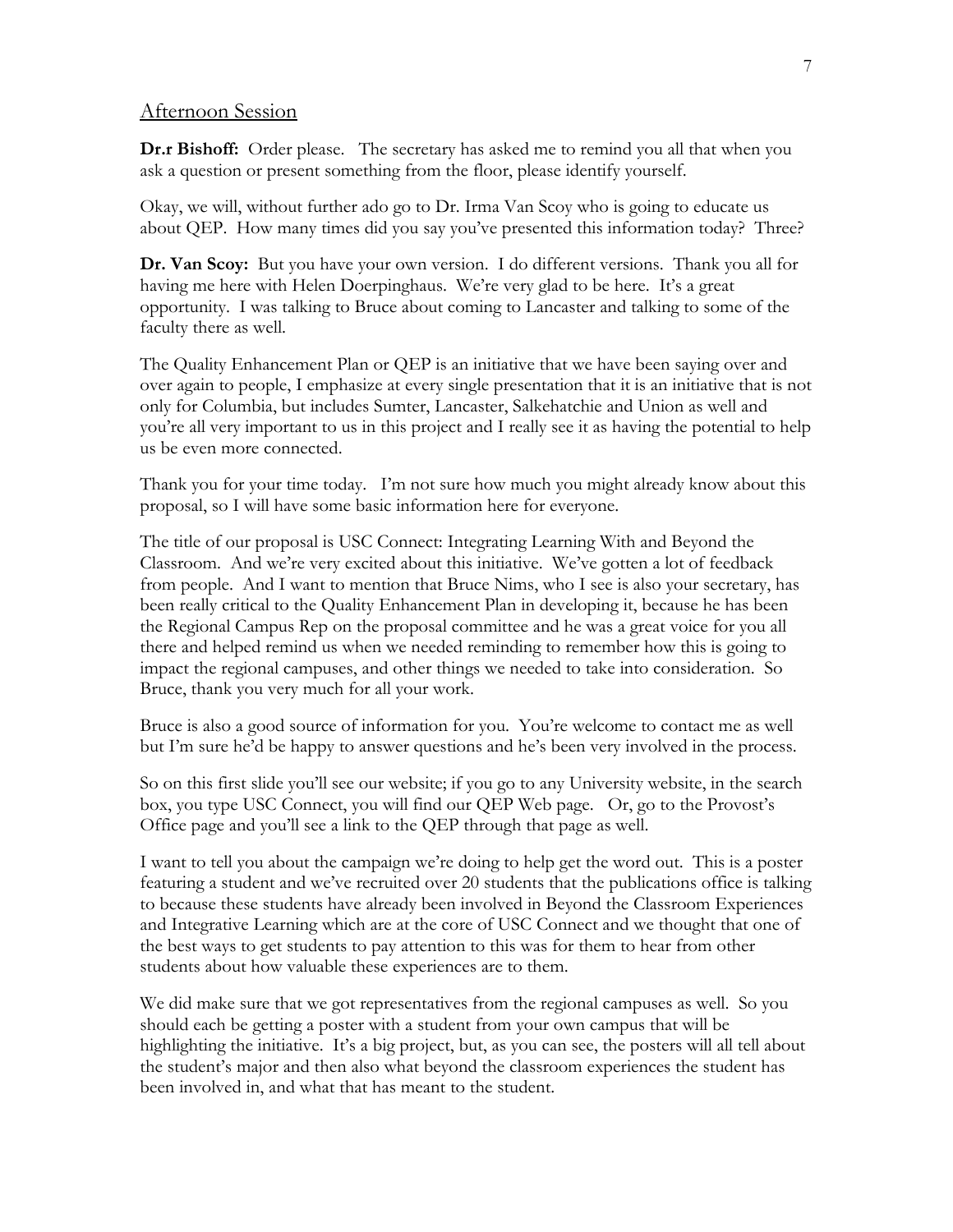## Afternoon Session

**Dr.r Bishoff:** Order please. The secretary has asked me to remind you all that when you ask a question or present something from the floor, please identify yourself.

Okay, we will, without further ado go to Dr. Irma Van Scoy who is going to educate us about QEP. How many times did you say you've presented this information today? Three?

**Dr. Van Scoy:** But you have your own version. I do different versions. Thank you all for having me here with Helen Doerpinghaus. We're very glad to be here. It's a great opportunity. I was talking to Bruce about coming to Lancaster and talking to some of the faculty there as well.

The Quality Enhancement Plan or QEP is an initiative that we have been saying over and over again to people, I emphasize at every single presentation that it is an initiative that is not only for Columbia, but includes Sumter, Lancaster, Salkehatchie and Union as well and you're all very important to us in this project and I really see it as having the potential to help us be even more connected.

Thank you for your time today. I'm not sure how much you might already know about this proposal, so I will have some basic information here for everyone.

The title of our proposal is USC Connect: Integrating Learning With and Beyond the Classroom. And we're very excited about this initiative. We've gotten a lot of feedback from people. And I want to mention that Bruce Nims, who I see is also your secretary, has been really critical to the Quality Enhancement Plan in developing it, because he has been the Regional Campus Rep on the proposal committee and he was a great voice for you all there and helped remind us when we needed reminding to remember how this is going to impact the regional campuses, and other things we needed to take into consideration. So Bruce, thank you very much for all your work.

Bruce is also a good source of information for you. You're welcome to contact me as well but I'm sure he'd be happy to answer questions and he's been very involved in the process.

So on this first slide you'll see our website; if you go to any University website, in the search box, you type USC Connect, you will find our QEP Web page. Or, go to the Provost's Office page and you'll see a link to the QEP through that page as well.

I want to tell you about the campaign we're doing to help get the word out. This is a poster featuring a student and we've recruited over 20 students that the publications office is talking to because these students have already been involved in Beyond the Classroom Experiences and Integrative Learning which are at the core of USC Connect and we thought that one of the best ways to get students to pay attention to this was for them to hear from other students about how valuable these experiences are to them.

We did make sure that we got representatives from the regional campuses as well. So you should each be getting a poster with a student from your own campus that will be highlighting the initiative. It's a big project, but, as you can see, the posters will all tell about the student's major and then also what beyond the classroom experiences the student has been involved in, and what that has meant to the student.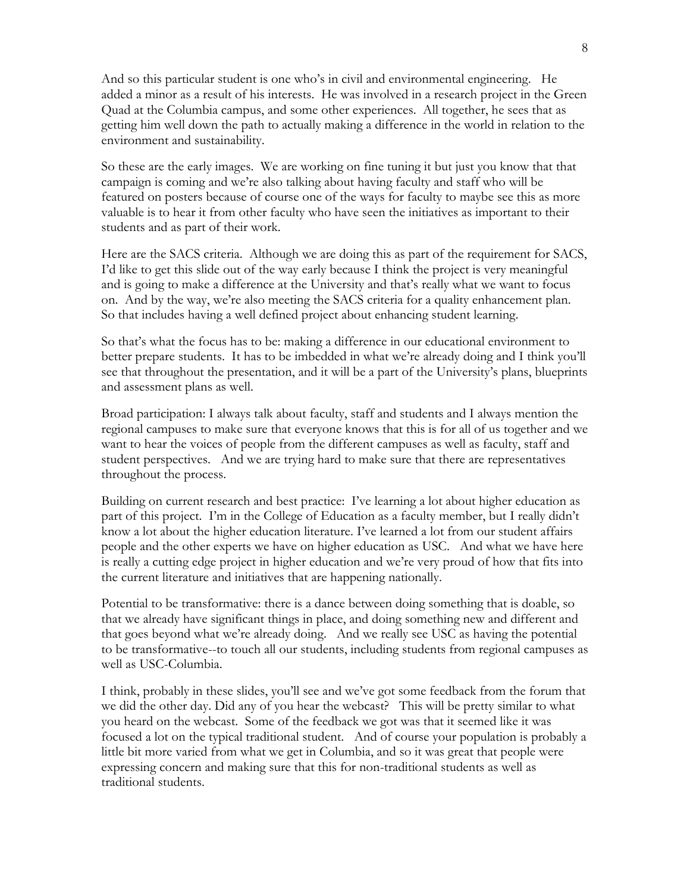And so this particular student is one who's in civil and environmental engineering. He added a minor as a result of his interests. He was involved in a research project in the Green Quad at the Columbia campus, and some other experiences. All together, he sees that as getting him well down the path to actually making a difference in the world in relation to the environment and sustainability.

So these are the early images. We are working on fine tuning it but just you know that that campaign is coming and we're also talking about having faculty and staff who will be featured on posters because of course one of the ways for faculty to maybe see this as more valuable is to hear it from other faculty who have seen the initiatives as important to their students and as part of their work.

Here are the SACS criteria. Although we are doing this as part of the requirement for SACS, I'd like to get this slide out of the way early because I think the project is very meaningful and is going to make a difference at the University and that's really what we want to focus on. And by the way, we're also meeting the SACS criteria for a quality enhancement plan. So that includes having a well defined project about enhancing student learning.

So that's what the focus has to be: making a difference in our educational environment to better prepare students. It has to be imbedded in what we're already doing and I think you'll see that throughout the presentation, and it will be a part of the University's plans, blueprints and assessment plans as well.

Broad participation: I always talk about faculty, staff and students and I always mention the regional campuses to make sure that everyone knows that this is for all of us together and we want to hear the voices of people from the different campuses as well as faculty, staff and student perspectives. And we are trying hard to make sure that there are representatives throughout the process.

Building on current research and best practice: I've learning a lot about higher education as part of this project. I'm in the College of Education as a faculty member, but I really didn't know a lot about the higher education literature. I've learned a lot from our student affairs people and the other experts we have on higher education as USC. And what we have here is really a cutting edge project in higher education and we're very proud of how that fits into the current literature and initiatives that are happening nationally.

Potential to be transformative: there is a dance between doing something that is doable, so that we already have significant things in place, and doing something new and different and that goes beyond what we're already doing. And we really see USC as having the potential to be transformative--to touch all our students, including students from regional campuses as well as USC-Columbia.

I think, probably in these slides, you'll see and we've got some feedback from the forum that we did the other day. Did any of you hear the webcast? This will be pretty similar to what you heard on the webcast. Some of the feedback we got was that it seemed like it was focused a lot on the typical traditional student. And of course your population is probably a little bit more varied from what we get in Columbia, and so it was great that people were expressing concern and making sure that this for non-traditional students as well as traditional students.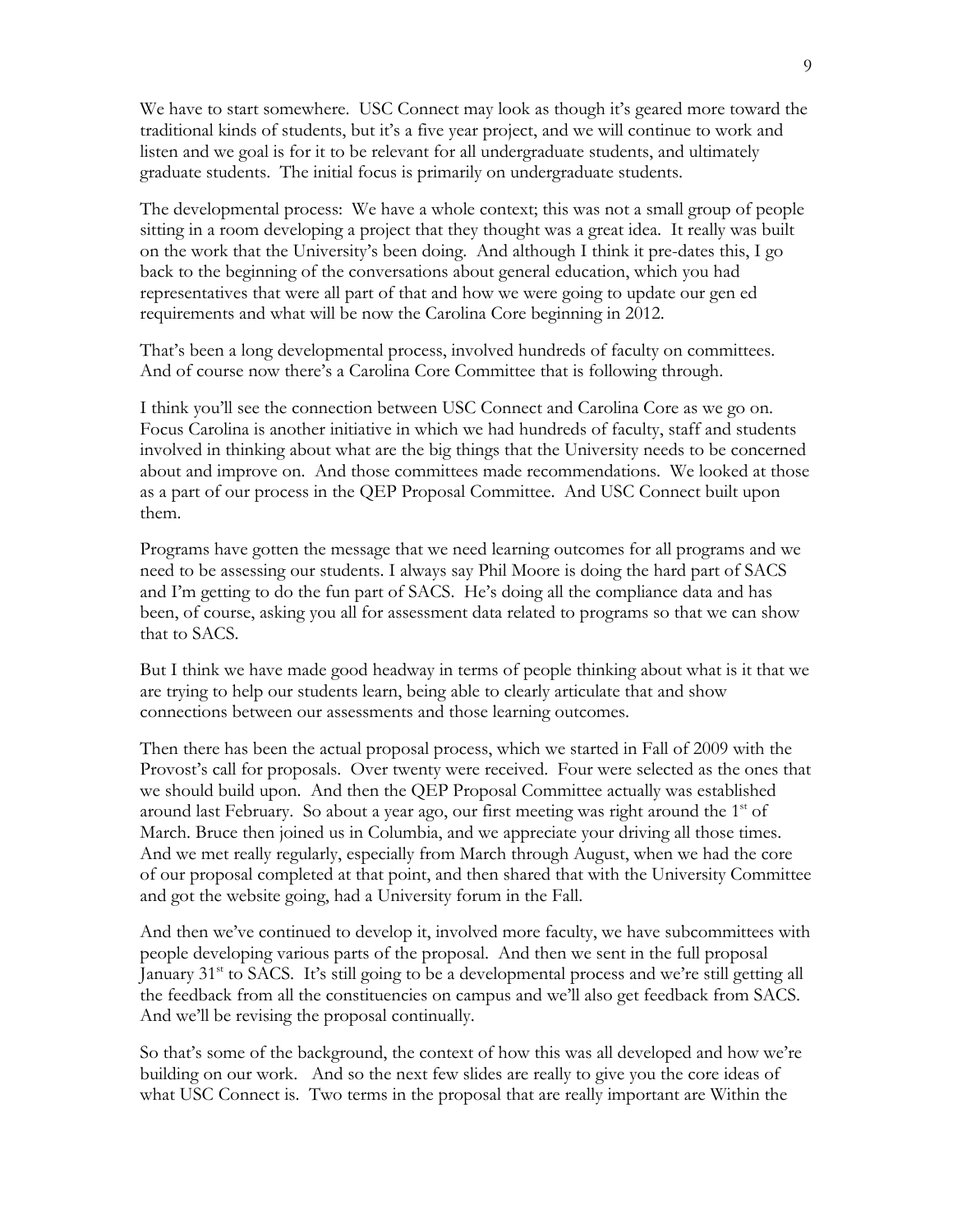We have to start somewhere. USC Connect may look as though it's geared more toward the traditional kinds of students, but it's a five year project, and we will continue to work and listen and we goal is for it to be relevant for all undergraduate students, and ultimately graduate students. The initial focus is primarily on undergraduate students.

The developmental process: We have a whole context; this was not a small group of people sitting in a room developing a project that they thought was a great idea. It really was built on the work that the University's been doing. And although I think it pre-dates this, I go back to the beginning of the conversations about general education, which you had representatives that were all part of that and how we were going to update our gen ed requirements and what will be now the Carolina Core beginning in 2012.

That's been a long developmental process, involved hundreds of faculty on committees. And of course now there's a Carolina Core Committee that is following through.

I think you'll see the connection between USC Connect and Carolina Core as we go on. Focus Carolina is another initiative in which we had hundreds of faculty, staff and students involved in thinking about what are the big things that the University needs to be concerned about and improve on. And those committees made recommendations. We looked at those as a part of our process in the QEP Proposal Committee. And USC Connect built upon them.

Programs have gotten the message that we need learning outcomes for all programs and we need to be assessing our students. I always say Phil Moore is doing the hard part of SACS and I'm getting to do the fun part of SACS. He's doing all the compliance data and has been, of course, asking you all for assessment data related to programs so that we can show that to SACS.

But I think we have made good headway in terms of people thinking about what is it that we are trying to help our students learn, being able to clearly articulate that and show connections between our assessments and those learning outcomes.

Then there has been the actual proposal process, which we started in Fall of 2009 with the Provost's call for proposals. Over twenty were received. Four were selected as the ones that we should build upon. And then the QEP Proposal Committee actually was established around last February. So about a year ago, our first meeting was right around the 1st of March. Bruce then joined us in Columbia, and we appreciate your driving all those times. And we met really regularly, especially from March through August, when we had the core of our proposal completed at that point, and then shared that with the University Committee and got the website going, had a University forum in the Fall.

And then we've continued to develop it, involved more faculty, we have subcommittees with people developing various parts of the proposal. And then we sent in the full proposal January 31st to SACS. It's still going to be a developmental process and we're still getting all the feedback from all the constituencies on campus and we'll also get feedback from SACS. And we'll be revising the proposal continually.

So that's some of the background, the context of how this was all developed and how we're building on our work. And so the next few slides are really to give you the core ideas of what USC Connect is. Two terms in the proposal that are really important are Within the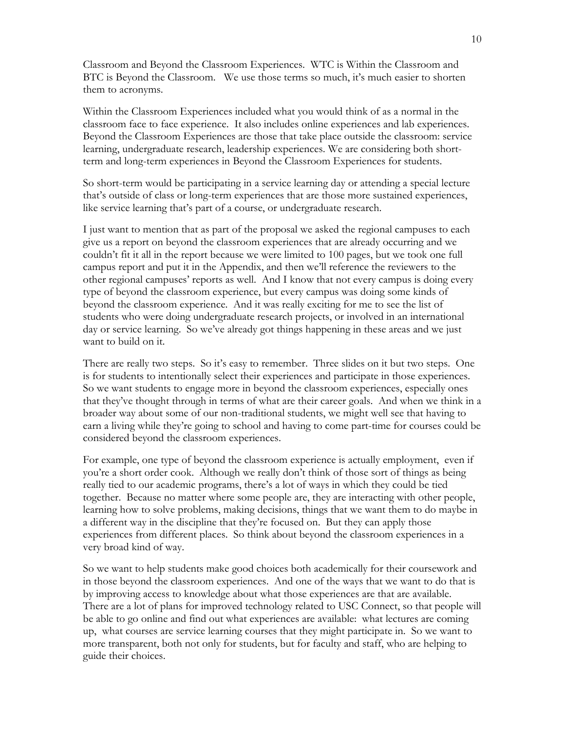Classroom and Beyond the Classroom Experiences. WTC is Within the Classroom and BTC is Beyond the Classroom. We use those terms so much, it's much easier to shorten them to acronyms.

Within the Classroom Experiences included what you would think of as a normal in the classroom face to face experience. It also includes online experiences and lab experiences. Beyond the Classroom Experiences are those that take place outside the classroom: service learning, undergraduate research, leadership experiences. We are considering both short-term and long-term experiences in Beyond the Classroom Experiences for students.

So short-term would be participating in a service learning day or attending a special lecture that's outside of class or long-term experiences that are those more sustained experiences, like service learning that's part of a course, or undergraduate research.

I just want to mention that as part of the proposal we asked the regional campuses to each give us a report on beyond the classroom experiences that are already occurring and we couldn't fit it all in the report because we were limited to 100 pages, but we took one full campus report and put it in the Appendix, and then we'll reference the reviewers to the other regional campuses' reports as well. And I know that not every campus is doing every type of beyond the classroom experience, but every campus was doing some kinds of beyond the classroom experience. And it was really exciting for me to see the list of students who were doing undergraduate research projects, or involved in an international day or service learning. So we've already got things happening in these areas and we just want to build on it.

There are really two steps. So it's easy to remember. Three slides on it but two steps. One is for students to intentionally select their experiences and participate in those experiences. So we want students to engage more in beyond the classroom experiences, especially ones that they've thought through in terms of what are their career goals. And when we think in a broader way about some of our non-traditional students, we might well see that having to earn a living while they're going to school and having to come part-time for courses could be considered beyond the classroom experiences.

For example, one type of beyond the classroom experience is actually employment, even if you're a short order cook. Although we really don't think of those sort of things as being really tied to our academic programs, there's a lot of ways in which they could be tied together. Because no matter where some people are, they are interacting with other people, learning how to solve problems, making decisions, things that we want them to do maybe in a different way in the discipline that they're focused on. But they can apply those experiences from different places. So think about beyond the classroom experiences in a very broad kind of way.

So we want to help students make good choices both academically for their coursework and in those beyond the classroom experiences. And one of the ways that we want to do that is by improving access to knowledge about what those experiences are that are available. There are a lot of plans for improved technology related to USC Connect, so that people will be able to go online and find out what experiences are available: what lectures are coming up, what courses are service learning courses that they might participate in. So we want to more transparent, both not only for students, but for faculty and staff, who are helping to guide their choices.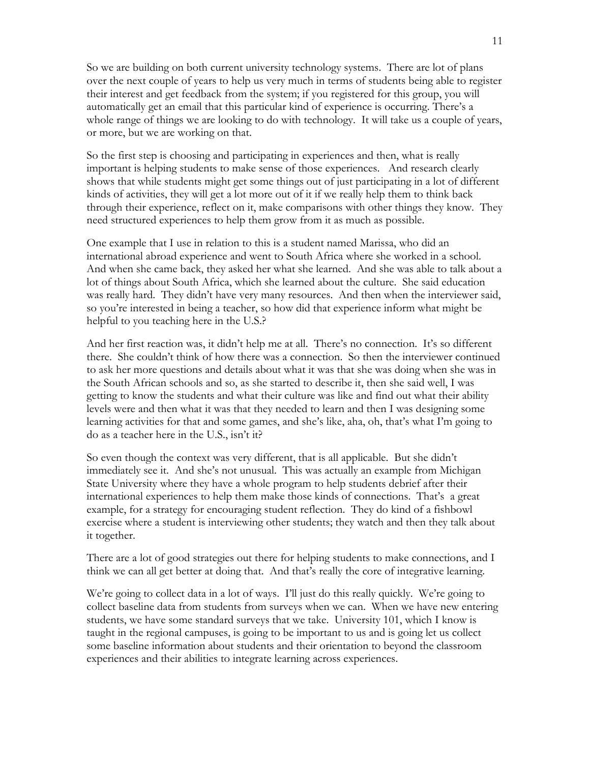So we are building on both current university technology systems. There are lot of plans over the next couple of years to help us very much in terms of students being able to register their interest and get feedback from the system; if you registered for this group, you will automatically get an email that this particular kind of experience is occurring. There's a whole range of things we are looking to do with technology. It will take us a couple of years, or more, but we are working on that.

So the first step is choosing and participating in experiences and then, what is really important is helping students to make sense of those experiences. And research clearly shows that while students might get some things out of just participating in a lot of different kinds of activities, they will get a lot more out of it if we really help them to think back through their experience, reflect on it, make comparisons with other things they know. They need structured experiences to help them grow from it as much as possible.

One example that I use in relation to this is a student named Marissa, who did an international abroad experience and went to South Africa where she worked in a school. And when she came back, they asked her what she learned. And she was able to talk about a lot of things about South Africa, which she learned about the culture. She said education was really hard. They didn't have very many resources. And then when the interviewer said, so you're interested in being a teacher, so how did that experience inform what might be helpful to you teaching here in the U.S.?

And her first reaction was, it didn't help me at all. There's no connection. It's so different there. She couldn't think of how there was a connection. So then the interviewer continued to ask her more questions and details about what it was that she was doing when she was in the South African schools and so, as she started to describe it, then she said well, I was getting to know the students and what their culture was like and find out what their ability levels were and then what it was that they needed to learn and then I was designing some learning activities for that and some games, and she's like, aha, oh, that's what I'm going to do as a teacher here in the U.S., isn't it?

So even though the context was very different, that is all applicable. But she didn't immediately see it. And she's not unusual. This was actually an example from Michigan State University where they have a whole program to help students debrief after their international experiences to help them make those kinds of connections. That's a great example, for a strategy for encouraging student reflection. They do kind of a fishbowl exercise where a student is interviewing other students; they watch and then they talk about it together.

There are a lot of good strategies out there for helping students to make connections, and I think we can all get better at doing that. And that's really the core of integrative learning.

We're going to collect data in a lot of ways. I'll just do this really quickly. We're going to collect baseline data from students from surveys when we can. When we have new entering students, we have some standard surveys that we take. University 101, which I know is taught in the regional campuses, is going to be important to us and is going let us collect some baseline information about students and their orientation to beyond the classroom experiences and their abilities to integrate learning across experiences.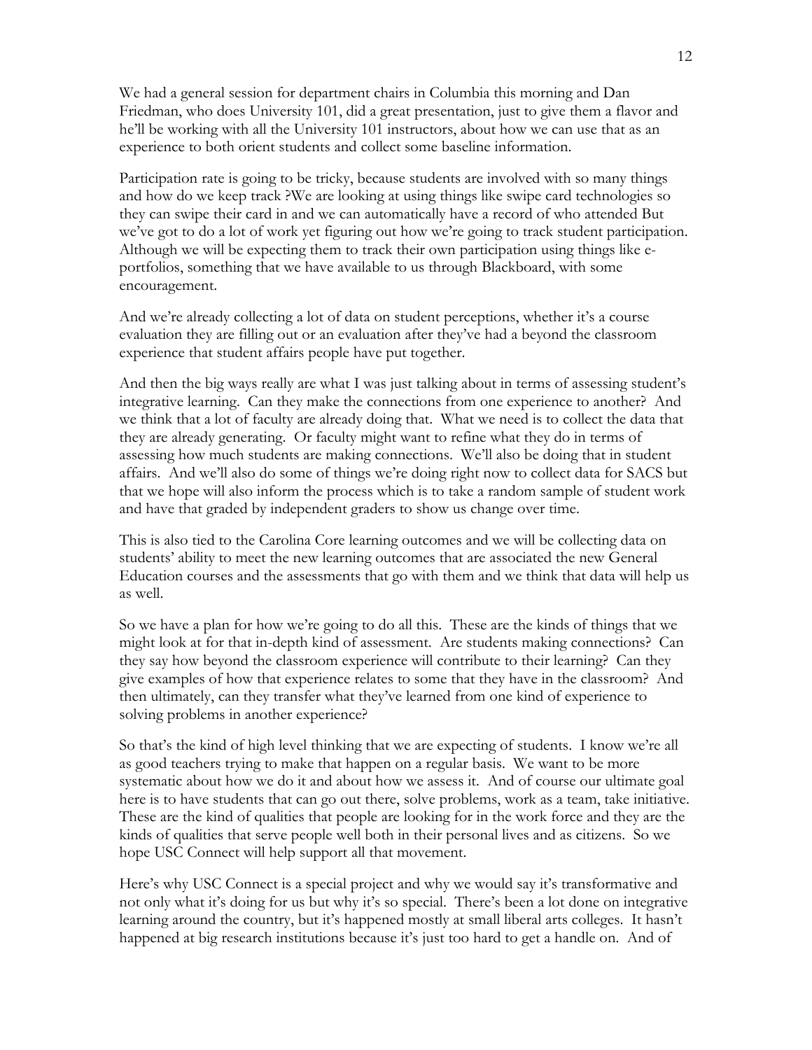We had a general session for department chairs in Columbia this morning and Dan Friedman, who does University 101, did a great presentation, just to give them a flavor and he'll be working with all the University 101 instructors, about how we can use that as an experience to both orient students and collect some baseline information.

Participation rate is going to be tricky, because students are involved with so many things and how do we keep track ?We are looking at using things like swipe card technologies so they can swipe their card in and we can automatically have a record of who attended But we've got to do a lot of work yet figuring out how we're going to track student participation. Although we will be expecting them to track their own participation using things like e-portfolios, something that we have available to us through Blackboard, with some encouragement.

And we're already collecting a lot of data on student perceptions, whether it's a course evaluation they are filling out or an evaluation after they've had a beyond the classroom experience that student affairs people have put together.

And then the big ways really are what I was just talking about in terms of assessing student's integrative learning. Can they make the connections from one experience to another? And we think that a lot of faculty are already doing that. What we need is to collect the data that they are already generating. Or faculty might want to refine what they do in terms of assessing how much students are making connections. We'll also be doing that in student affairs. And we'll also do some of things we're doing right now to collect data for SACS but that we hope will also inform the process which is to take a random sample of student work and have that graded by independent graders to show us change over time.

This is also tied to the Carolina Core learning outcomes and we will be collecting data on students' ability to meet the new learning outcomes that are associated the new General Education courses and the assessments that go with them and we think that data will help us as well.

So we have a plan for how we're going to do all this. These are the kinds of things that we might look at for that in-depth kind of assessment. Are students making connections? Can they say how beyond the classroom experience will contribute to their learning? Can they give examples of how that experience relates to some that they have in the classroom? And then ultimately, can they transfer what they've learned from one kind of experience to solving problems in another experience?

So that's the kind of high level thinking that we are expecting of students. I know we're all as good teachers trying to make that happen on a regular basis. We want to be more systematic about how we do it and about how we assess it. And of course our ultimate goal here is to have students that can go out there, solve problems, work as a team, take initiative. These are the kind of qualities that people are looking for in the work force and they are the kinds of qualities that serve people well both in their personal lives and as citizens. So we hope USC Connect will help support all that movement.

Here's why USC Connect is a special project and why we would say it's transformative and not only what it's doing for us but why it's so special. There's been a lot done on integrative learning around the country, but it's happened mostly at small liberal arts colleges. It hasn't happened at big research institutions because it's just too hard to get a handle on. And of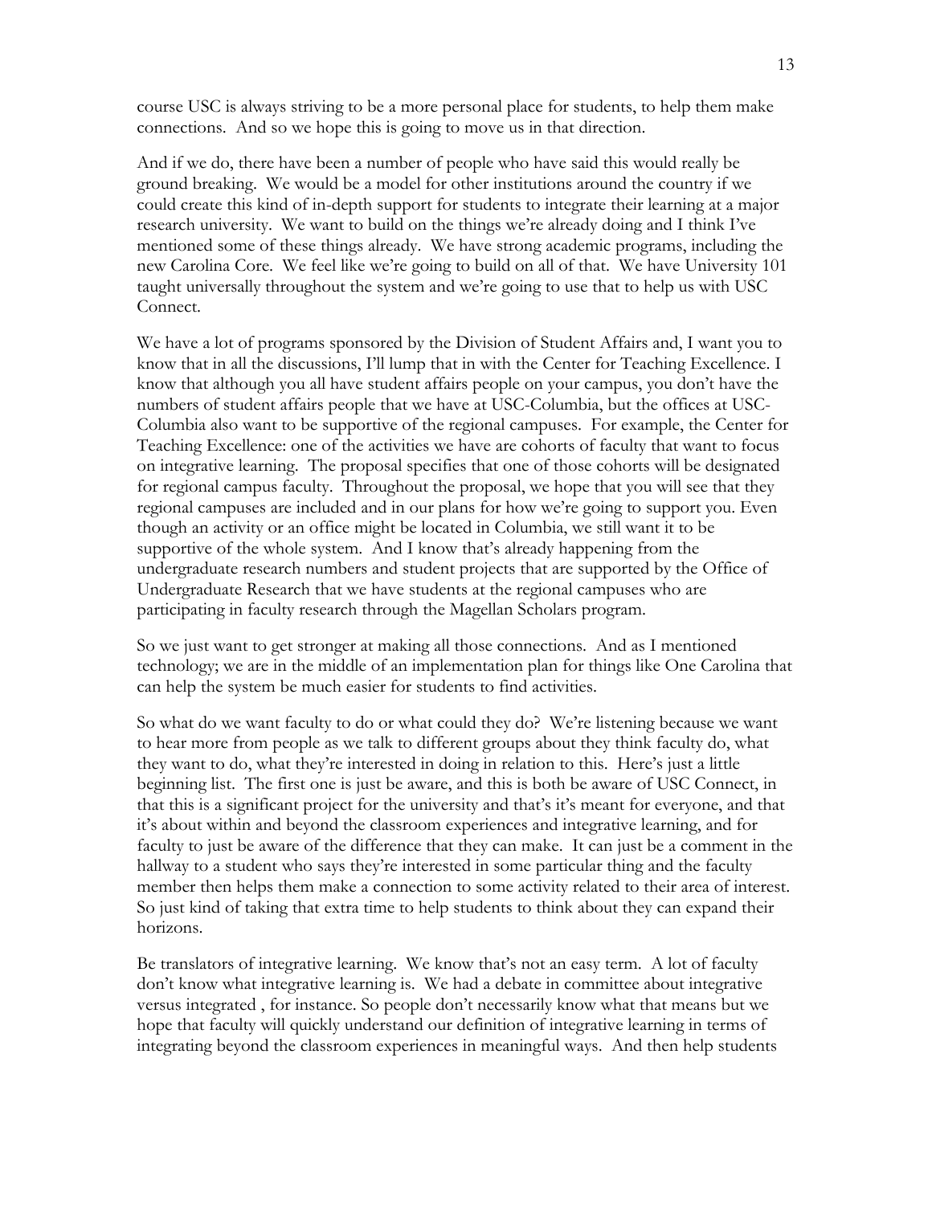course USC is always striving to be a more personal place for students, to help them make connections. And so we hope this is going to move us in that direction.

And if we do, there have been a number of people who have said this would really be ground breaking. We would be a model for other institutions around the country if we could create this kind of in-depth support for students to integrate their learning at a major research university. We want to build on the things we're already doing and I think I've mentioned some of these things already. We have strong academic programs, including the new Carolina Core. We feel like we're going to build on all of that. We have University 101 taught universally throughout the system and we're going to use that to help us with USC Connect.

We have a lot of programs sponsored by the Division of Student Affairs and, I want you to know that in all the discussions, I'll lump that in with the Center for Teaching Excellence. I know that although you all have student affairs people on your campus, you don't have the numbers of student affairs people that we have at USC-Columbia, but the offices at USC-Columbia also want to be supportive of the regional campuses. For example, the Center for Teaching Excellence: one of the activities we have are cohorts of faculty that want to focus on integrative learning. The proposal specifies that one of those cohorts will be designated for regional campus faculty. Throughout the proposal, we hope that you will see that they regional campuses are included and in our plans for how we're going to support you. Even though an activity or an office might be located in Columbia, we still want it to be supportive of the whole system. And I know that's already happening from the undergraduate research numbers and student projects that are supported by the Office of Undergraduate Research that we have students at the regional campuses who are participating in faculty research through the Magellan Scholars program.

So we just want to get stronger at making all those connections. And as I mentioned technology; we are in the middle of an implementation plan for things like One Carolina that can help the system be much easier for students to find activities.

So what do we want faculty to do or what could they do? We're listening because we want to hear more from people as we talk to different groups about they think faculty do, what they want to do, what they're interested in doing in relation to this. Here's just a little beginning list. The first one is just be aware, and this is both be aware of USC Connect, in that this is a significant project for the university and that's it's meant for everyone, and that it's about within and beyond the classroom experiences and integrative learning, and for faculty to just be aware of the difference that they can make. It can just be a comment in the hallway to a student who says they're interested in some particular thing and the faculty member then helps them make a connection to some activity related to their area of interest. So just kind of taking that extra time to help students to think about they can expand their horizons.

Be translators of integrative learning. We know that's not an easy term. A lot of faculty don't know what integrative learning is. We had a debate in committee about integrative versus integrated , for instance. So people don't necessarily know what that means but we hope that faculty will quickly understand our definition of integrative learning in terms of integrating beyond the classroom experiences in meaningful ways. And then help students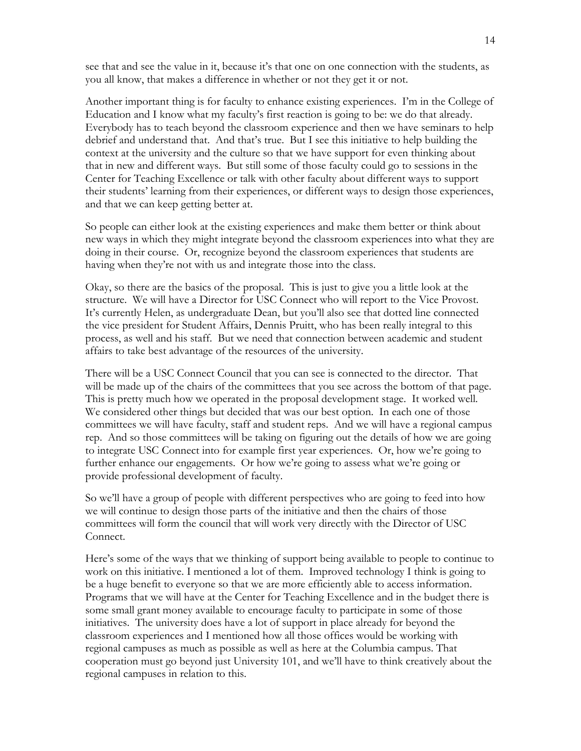see that and see the value in it, because it's that one on one connection with the students, as you all know, that makes a difference in whether or not they get it or not.

Another important thing is for faculty to enhance existing experiences. I'm in the College of Education and I know what my faculty's first reaction is going to be: we do that already. Everybody has to teach beyond the classroom experience and then we have seminars to help debrief and understand that. And that's true. But I see this initiative to help building the context at the university and the culture so that we have support for even thinking about that in new and different ways. But still some of those faculty could go to sessions in the Center for Teaching Excellence or talk with other faculty about different ways to support their students' learning from their experiences, or different ways to design those experiences, and that we can keep getting better at.

So people can either look at the existing experiences and make them better or think about new ways in which they might integrate beyond the classroom experiences into what they are doing in their course. Or, recognize beyond the classroom experiences that students are having when they're not with us and integrate those into the class.

Okay, so there are the basics of the proposal. This is just to give you a little look at the structure. We will have a Director for USC Connect who will report to the Vice Provost. It's currently Helen, as undergraduate Dean, but you'll also see that dotted line connected the vice president for Student Affairs, Dennis Pruitt, who has been really integral to this process, as well and his staff. But we need that connection between academic and student affairs to take best advantage of the resources of the university.

There will be a USC Connect Council that you can see is connected to the director. That will be made up of the chairs of the committees that you see across the bottom of that page. This is pretty much how we operated in the proposal development stage. It worked well. We considered other things but decided that was our best option. In each one of those committees we will have faculty, staff and student reps. And we will have a regional campus rep. And so those committees will be taking on figuring out the details of how we are going to integrate USC Connect into for example first year experiences. Or, how we're going to further enhance our engagements. Or how we're going to assess what we're going or provide professional development of faculty.

So we'll have a group of people with different perspectives who are going to feed into how we will continue to design those parts of the initiative and then the chairs of those committees will form the council that will work very directly with the Director of USC Connect.

Here's some of the ways that we thinking of support being available to people to continue to work on this initiative. I mentioned a lot of them. Improved technology I think is going to be a huge benefit to everyone so that we are more efficiently able to access information. Programs that we will have at the Center for Teaching Excellence and in the budget there is some small grant money available to encourage faculty to participate in some of those initiatives. The university does have a lot of support in place already for beyond the classroom experiences and I mentioned how all those offices would be working with regional campuses as much as possible as well as here at the Columbia campus. That cooperation must go beyond just University 101, and we'll have to think creatively about the regional campuses in relation to this.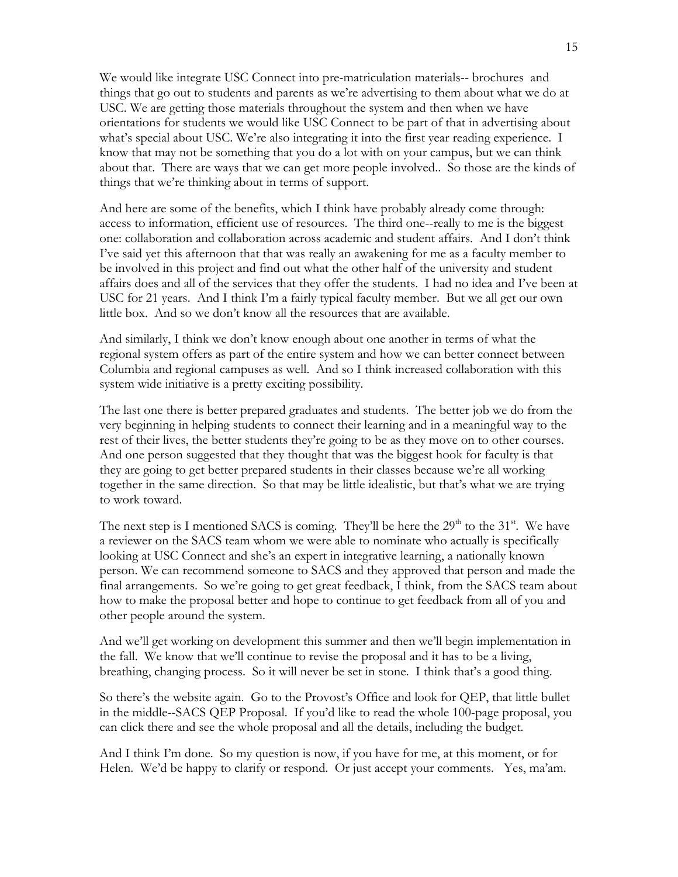We would like integrate USC Connect into pre-matriculation materials-- brochures and things that go out to students and parents as we're advertising to them about what we do at USC. We are getting those materials throughout the system and then when we have orientations for students we would like USC Connect to be part of that in advertising about what's special about USC. We're also integrating it into the first year reading experience. I know that may not be something that you do a lot with on your campus, but we can think about that. There are ways that we can get more people involved.. So those are the kinds of things that we're thinking about in terms of support.

And here are some of the benefits, which I think have probably already come through: access to information, efficient use of resources. The third one--really to me is the biggest one: collaboration and collaboration across academic and student affairs. And I don't think I've said yet this afternoon that that was really an awakening for me as a faculty member to be involved in this project and find out what the other half of the university and student affairs does and all of the services that they offer the students. I had no idea and I've been at USC for 21 years. And I think I'm a fairly typical faculty member. But we all get our own little box. And so we don't know all the resources that are available.

And similarly, I think we don't know enough about one another in terms of what the regional system offers as part of the entire system and how we can better connect between Columbia and regional campuses as well. And so I think increased collaboration with this system wide initiative is a pretty exciting possibility.

The last one there is better prepared graduates and students. The better job we do from the very beginning in helping students to connect their learning and in a meaningful way to the rest of their lives, the better students they're going to be as they move on to other courses. And one person suggested that they thought that was the biggest hook for faculty is that they are going to get better prepared students in their classes because we're all working together in the same direction. So that may be little idealistic, but that's what we are trying to work toward.

The next step is I mentioned SACS is coming. They'll be here the 29th to the 31st. We have a reviewer on the SACS team whom we were able to nominate who actually is specifically looking at USC Connect and she's an expert in integrative learning, a nationally known person. We can recommend someone to SACS and they approved that person and made the final arrangements. So we're going to get great feedback, I think, from the SACS team about how to make the proposal better and hope to continue to get feedback from all of you and other people around the system.

And we'll get working on development this summer and then we'll begin implementation in the fall. We know that we'll continue to revise the proposal and it has to be a living, breathing, changing process. So it will never be set in stone. I think that's a good thing.

So there's the website again. Go to the Provost's Office and look for QEP, that little bullet in the middle--SACS QEP Proposal. If you'd like to read the whole 100-page proposal, you can click there and see the whole proposal and all the details, including the budget.

And I think I'm done. So my question is now, if you have for me, at this moment, or for Helen. We'd be happy to clarify or respond. Or just accept your comments. Yes, ma'am.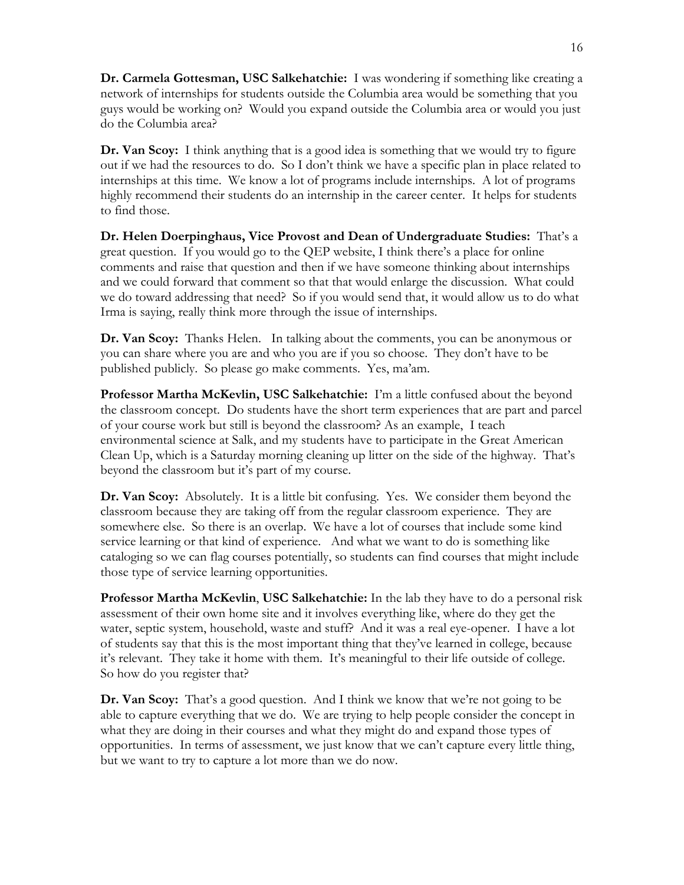**Dr. Carmela Gottesman, USC Salkehatchie:** I was wondering if something like creating a network of internships for students outside the Columbia area would be something that you guys would be working on? Would you expand outside the Columbia area or would you just do the Columbia area?

**Dr. Van Scoy:** I think anything that is a good idea is something that we would try to figure out if we had the resources to do. So I don't think we have a specific plan in place related to internships at this time. We know a lot of programs include internships. A lot of programs highly recommend their students do an internship in the career center. It helps for students to find those.

**Dr. Helen Doerpinghaus, Vice Provost and Dean of Undergraduate Studies:** That's a great question. If you would go to the QEP website, I think there's a place for online comments and raise that question and then if we have someone thinking about internships and we could forward that comment so that that would enlarge the discussion. What could we do toward addressing that need? So if you would send that, it would allow us to do what Irma is saying, really think more through the issue of internships.

**Dr. Van Scoy:** Thanks Helen. In talking about the comments, you can be anonymous or you can share where you are and who you are if you so choose. They don't have to be published publicly. So please go make comments. Yes, ma'am.

**Professor Martha McKevlin, USC Salkehatchie:** I'm a little confused about the beyond the classroom concept. Do students have the short term experiences that are part and parcel of your course work but still is beyond the classroom? As an example, I teach environmental science at Salk, and my students have to participate in the Great American Clean Up, which is a Saturday morning cleaning up litter on the side of the highway. That's beyond the classroom but it's part of my course.

**Dr. Van Scoy:** Absolutely. It is a little bit confusing. Yes. We consider them beyond the classroom because they are taking off from the regular classroom experience. They are somewhere else. So there is an overlap. We have a lot of courses that include some kind service learning or that kind of experience. And what we want to do is something like cataloging so we can flag courses potentially, so students can find courses that might include those type of service learning opportunities.

**Professor Martha McKevlin**, **USC Salkehatchie:** In the lab they have to do a personal risk assessment of their own home site and it involves everything like, where do they get the water, septic system, household, waste and stuff? And it was a real eye-opener. I have a lot of students say that this is the most important thing that they've learned in college, because it's relevant. They take it home with them. It's meaningful to their life outside of college. So how do you register that?

**Dr. Van Scoy:** That's a good question. And I think we know that we're not going to be able to capture everything that we do. We are trying to help people consider the concept in what they are doing in their courses and what they might do and expand those types of opportunities. In terms of assessment, we just know that we can't capture every little thing, but we want to try to capture a lot more than we do now.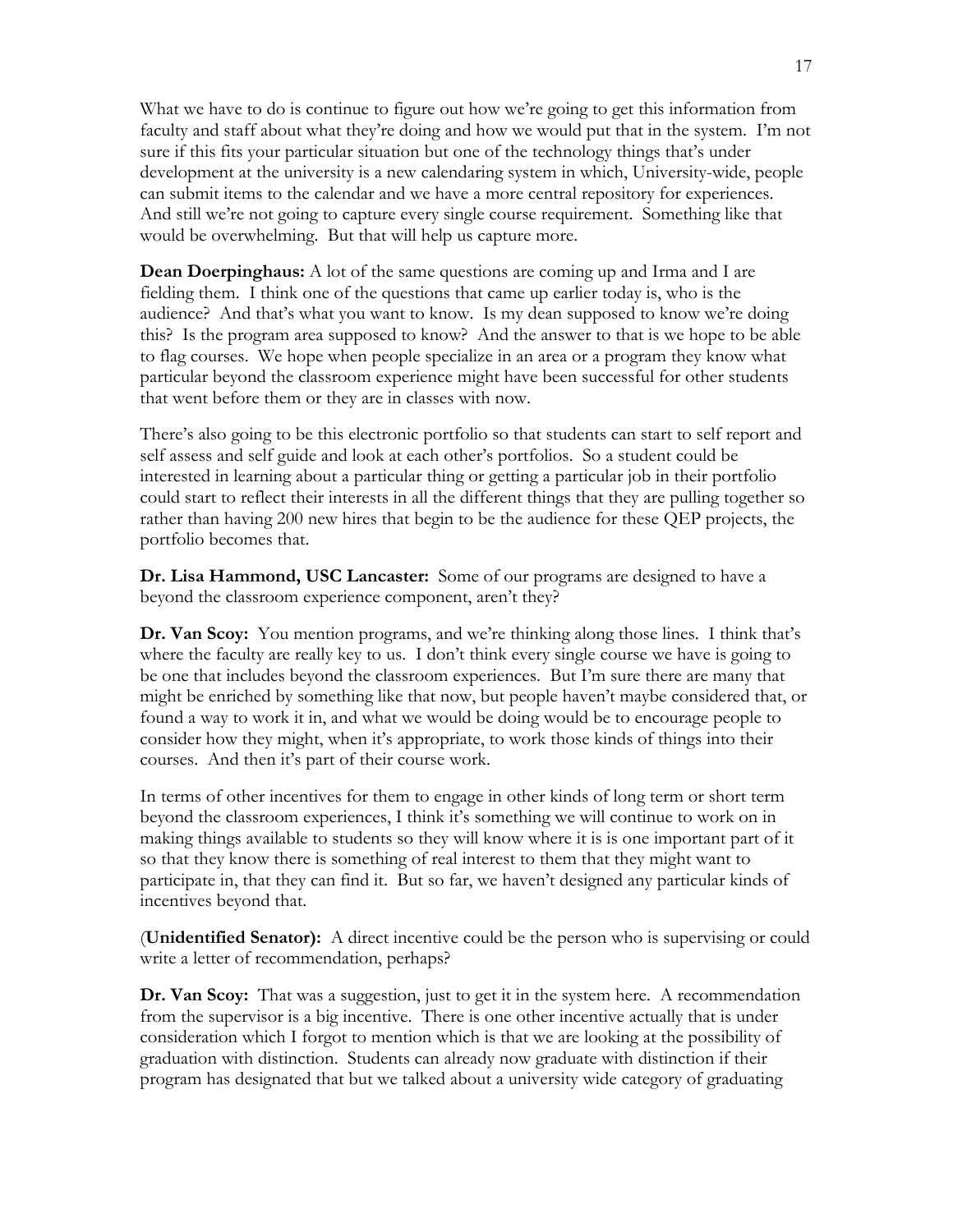What we have to do is continue to figure out how we're going to get this information from faculty and staff about what they're doing and how we would put that in the system. I'm not sure if this fits your particular situation but one of the technology things that's under development at the university is a new calendaring system in which, University-wide, people can submit items to the calendar and we have a more central repository for experiences. And still we're not going to capture every single course requirement. Something like that would be overwhelming. But that will help us capture more.

**Dean Doerpinghaus:** A lot of the same questions are coming up and Irma and I are fielding them. I think one of the questions that came up earlier today is, who is the audience? And that's what you want to know. Is my dean supposed to know we're doing this? Is the program area supposed to know? And the answer to that is we hope to be able to flag courses. We hope when people specialize in an area or a program they know what particular beyond the classroom experience might have been successful for other students that went before them or they are in classes with now.

There's also going to be this electronic portfolio so that students can start to self report and self assess and self guide and look at each other's portfolios. So a student could be interested in learning about a particular thing or getting a particular job in their portfolio could start to reflect their interests in all the different things that they are pulling together so rather than having 200 new hires that begin to be the audience for these QEP projects, the portfolio becomes that.

**Dr. Lisa Hammond, USC Lancaster:** Some of our programs are designed to have a beyond the classroom experience component, aren't they?

**Dr. Van Scoy:** You mention programs, and we're thinking along those lines. I think that's where the faculty are really key to us. I don't think every single course we have is going to be one that includes beyond the classroom experiences. But I'm sure there are many that might be enriched by something like that now, but people haven't maybe considered that, or found a way to work it in, and what we would be doing would be to encourage people to consider how they might, when it's appropriate, to work those kinds of things into their courses. And then it's part of their course work.

In terms of other incentives for them to engage in other kinds of long term or short term beyond the classroom experiences, I think it's something we will continue to work on in making things available to students so they will know where it is is one important part of it so that they know there is something of real interest to them that they might want to participate in, that they can find it. But so far, we haven't designed any particular kinds of incentives beyond that.

(**Unidentified Senator):** A direct incentive could be the person who is supervising or could write a letter of recommendation, perhaps?

**Dr. Van Scoy:** That was a suggestion, just to get it in the system here. A recommendation from the supervisor is a big incentive. There is one other incentive actually that is under consideration which I forgot to mention which is that we are looking at the possibility of graduation with distinction. Students can already now graduate with distinction if their program has designated that but we talked about a university wide category of graduating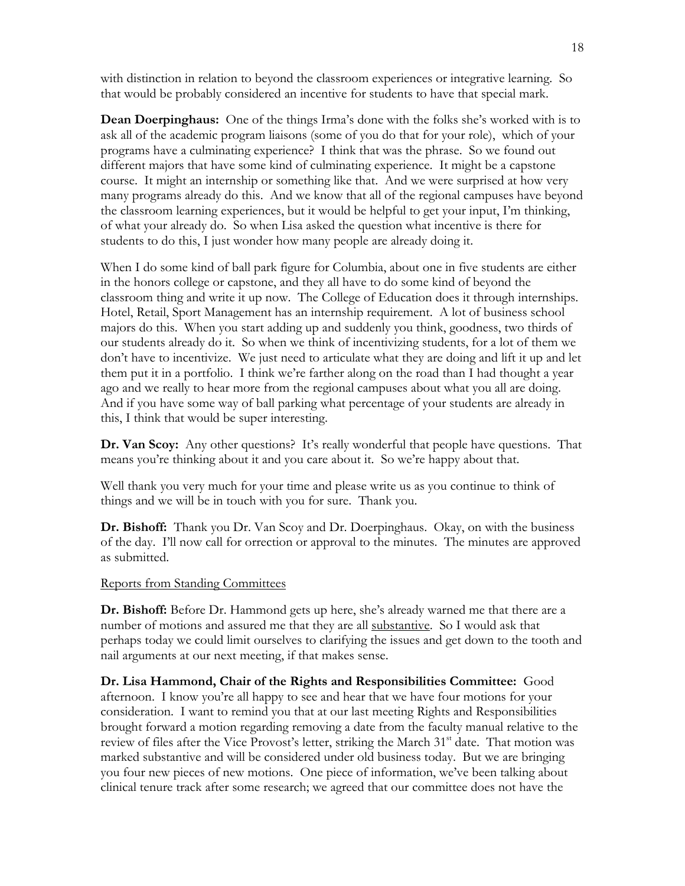with distinction in relation to beyond the classroom experiences or integrative learning. So that would be probably considered an incentive for students to have that special mark.

**Dean Doerpinghaus:** One of the things Irma's done with the folks she's worked with is to ask all of the academic program liaisons (some of you do that for your role), which of your programs have a culminating experience? I think that was the phrase. So we found out different majors that have some kind of culminating experience. It might be a capstone course. It might an internship or something like that. And we were surprised at how very many programs already do this. And we know that all of the regional campuses have beyond the classroom learning experiences, but it would be helpful to get your input, I'm thinking, of what your already do. So when Lisa asked the question what incentive is there for students to do this, I just wonder how many people are already doing it.

When I do some kind of ball park figure for Columbia, about one in five students are either in the honors college or capstone, and they all have to do some kind of beyond the classroom thing and write it up now. The College of Education does it through internships. Hotel, Retail, Sport Management has an internship requirement. A lot of business school majors do this. When you start adding up and suddenly you think, goodness, two thirds of our students already do it. So when we think of incentivizing students, for a lot of them we don't have to incentivize. We just need to articulate what they are doing and lift it up and let them put it in a portfolio. I think we're farther along on the road than I had thought a year ago and we really to hear more from the regional campuses about what you all are doing. And if you have some way of ball parking what percentage of your students are already in this, I think that would be super interesting.

**Dr. Van Scoy:** Any other questions? It's really wonderful that people have questions. That means you're thinking about it and you care about it. So we're happy about that.

Well thank you very much for your time and please write us as you continue to think of things and we will be in touch with you for sure. Thank you.

**Dr. Bishoff:** Thank you Dr. Van Scoy and Dr. Doerpinghaus. Okay, on with the business of the day. I'll now call for orrection or approval to the minutes. The minutes are approved as submitted.

Reports from Standing Committees

**Dr. Bishoff:** Before Dr. Hammond gets up here, she's already warned me that there are a number of motions and assured me that they are all substantive. So I would ask that perhaps today we could limit ourselves to clarifying the issues and get down to the tooth and nail arguments at our next meeting, if that makes sense.

**Dr. Lisa Hammond, Chair of the Rights and Responsibilities Committee:** Good afternoon. I know you're all happy to see and hear that we have four motions for your consideration. I want to remind you that at our last meeting Rights and Responsibilities brought forward a motion regarding removing a date from the faculty manual relative to the review of files after the Vice Provost's letter, striking the March 31st date. That motion was marked substantive and will be considered under old business today. But we are bringing you four new pieces of new motions. One piece of information, we've been talking about clinical tenure track after some research; we agreed that our committee does not have the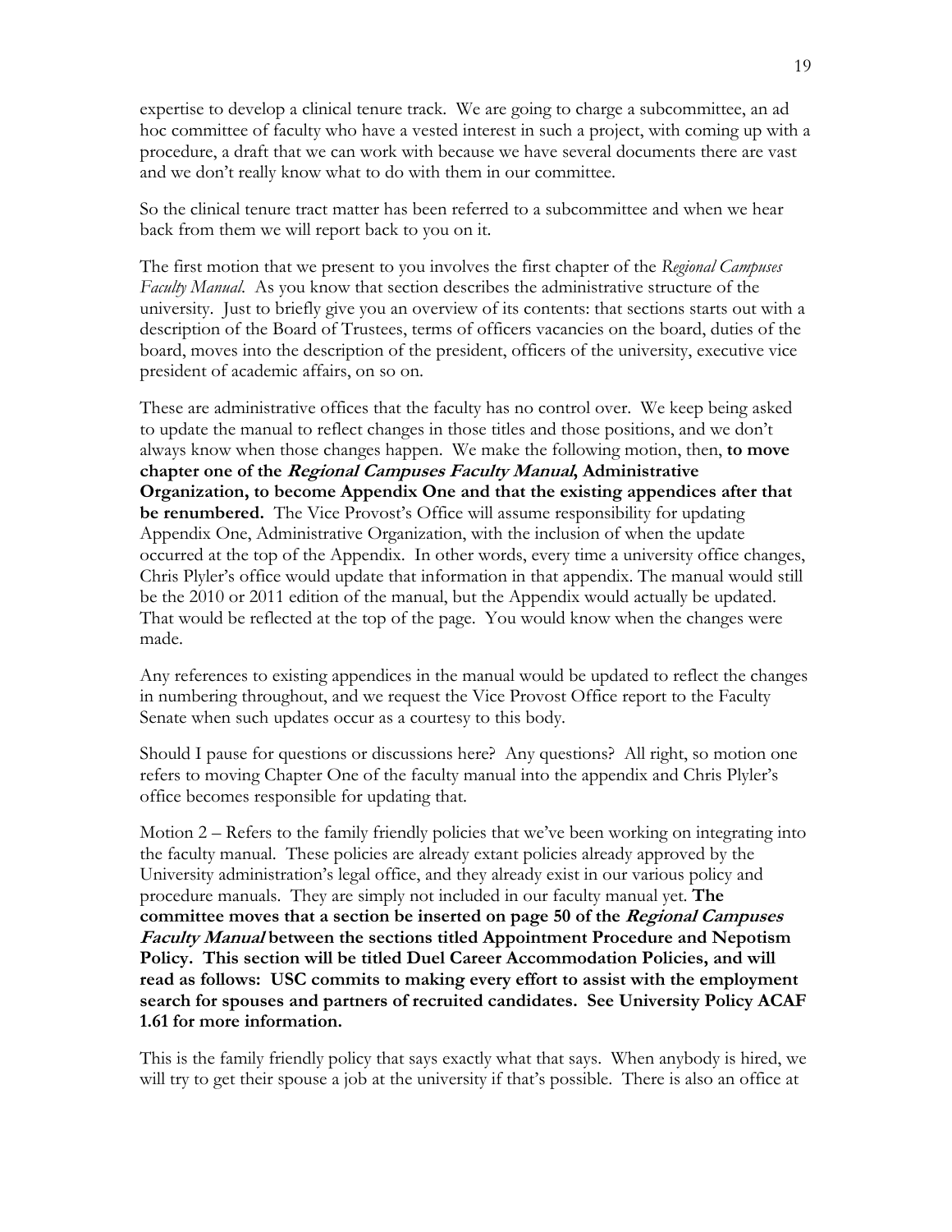expertise to develop a clinical tenure track. We are going to charge a subcommittee, an ad hoc committee of faculty who have a vested interest in such a project, with coming up with a procedure, a draft that we can work with because we have several documents there are vast and we don't really know what to do with them in our committee.

So the clinical tenure tract matter has been referred to a subcommittee and when we hear back from them we will report back to you on it.

The first motion that we present to you involves the first chapter of the *Regional Campuses Faculty Manual*. As you know that section describes the administrative structure of the university. Just to briefly give you an overview of its contents: that sections starts out with a description of the Board of Trustees, terms of officers vacancies on the board, duties of the board, moves into the description of the president, officers of the university, executive vice president of academic affairs, on so on.

These are administrative offices that the faculty has no control over. We keep being asked to update the manual to reflect changes in those titles and those positions, and we don't always know when those changes happen. We make the following motion, then, **to move chapter one of the *Regional Campuses Faculty Manual*, Administrative Organization, to become Appendix One and that the existing appendices after that be renumbered.** The Vice Provost's Office will assume responsibility for updating Appendix One, Administrative Organization, with the inclusion of when the update occurred at the top of the Appendix. In other words, every time a university office changes, Chris Plyler's office would update that information in that appendix. The manual would still be the 2010 or 2011 edition of the manual, but the Appendix would actually be updated. That would be reflected at the top of the page. You would know when the changes were made.

Any references to existing appendices in the manual would be updated to reflect the changes in numbering throughout, and we request the Vice Provost Office report to the Faculty Senate when such updates occur as a courtesy to this body.

Should I pause for questions or discussions here? Any questions? All right, so motion one refers to moving Chapter One of the faculty manual into the appendix and Chris Plyler's office becomes responsible for updating that.

Motion 2 – Refers to the family friendly policies that we've been working on integrating into the faculty manual. These policies are already extant policies already approved by the University administration's legal office, and they already exist in our various policy and procedure manuals. They are simply not included in our faculty manual yet. **The committee moves that a section be inserted on page 50 of the *Regional Campuses Faculty Manual* between the sections titled Appointment Procedure and Nepotism Policy. This section will be titled Duel Career Accommodation Policies, and will read as follows: USC commits to making every effort to assist with the employment search for spouses and partners of recruited candidates. See University Policy ACAF 1.61 for more information.**

This is the family friendly policy that says exactly what that says. When anybody is hired, we will try to get their spouse a job at the university if that's possible. There is also an office at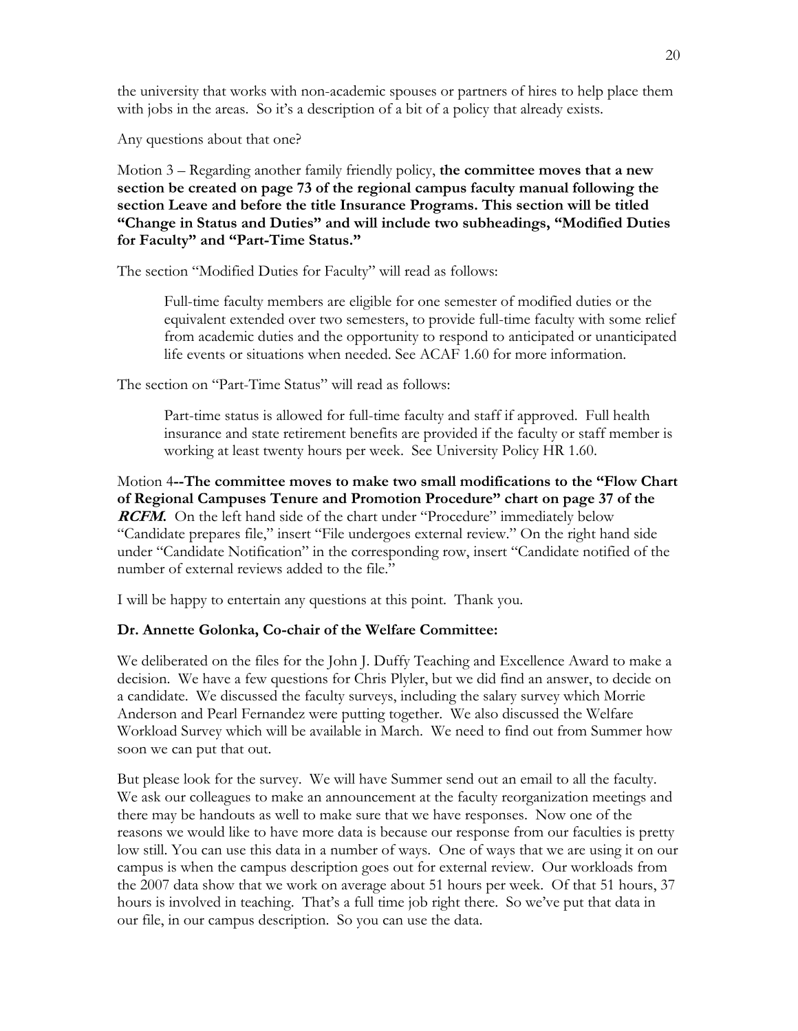the university that works with non-academic spouses or partners of hires to help place them with jobs in the areas. So it's a description of a bit of a policy that already exists.

Any questions about that one?

Motion 3 – Regarding another family friendly policy, **the committee moves that a new section be created on page 73 of the regional campus faculty manual following the section Leave and before the title Insurance Programs. This section will be titled "Change in Status and Duties" and will include two subheadings, "Modified Duties for Faculty" and "Part-Time Status."**

The section "Modified Duties for Faculty" will read as follows:

> Full-time faculty members are eligible for one semester of modified duties or the equivalent extended over two semesters, to provide full-time faculty with some relief from academic duties and the opportunity to respond to anticipated or unanticipated life events or situations when needed. See ACAF 1.60 for more information.

The section on "Part-Time Status" will read as follows:

> Part-time status is allowed for full-time faculty and staff if approved. Full health insurance and state retirement benefits are provided if the faculty or staff member is working at least twenty hours per week. See University Policy HR 1.60.

Motion 4**--The committee moves to make two small modifications to the "Flow Chart of Regional Campuses Tenure and Promotion Procedure" chart on page 37 of the *RCFM*.** On the left hand side of the chart under "Procedure" immediately below "Candidate prepares file," insert "File undergoes external review." On the right hand side under "Candidate Notification" in the corresponding row, insert "Candidate notified of the number of external reviews added to the file."

I will be happy to entertain any questions at this point. Thank you.

**Dr. Annette Golonka, Co-chair of the Welfare Committee:**

We deliberated on the files for the John J. Duffy Teaching and Excellence Award to make a decision. We have a few questions for Chris Plyler, but we did find an answer, to decide on a candidate. We discussed the faculty surveys, including the salary survey which Morrie Anderson and Pearl Fernandez were putting together. We also discussed the Welfare Workload Survey which will be available in March. We need to find out from Summer how soon we can put that out.

But please look for the survey. We will have Summer send out an email to all the faculty. We ask our colleagues to make an announcement at the faculty reorganization meetings and there may be handouts as well to make sure that we have responses. Now one of the reasons we would like to have more data is because our response from our faculties is pretty low still. You can use this data in a number of ways. One of ways that we are using it on our campus is when the campus description goes out for external review. Our workloads from the 2007 data show that we work on average about 51 hours per week. Of that 51 hours, 37 hours is involved in teaching. That's a full time job right there. So we've put that data in our file, in our campus description. So you can use the data.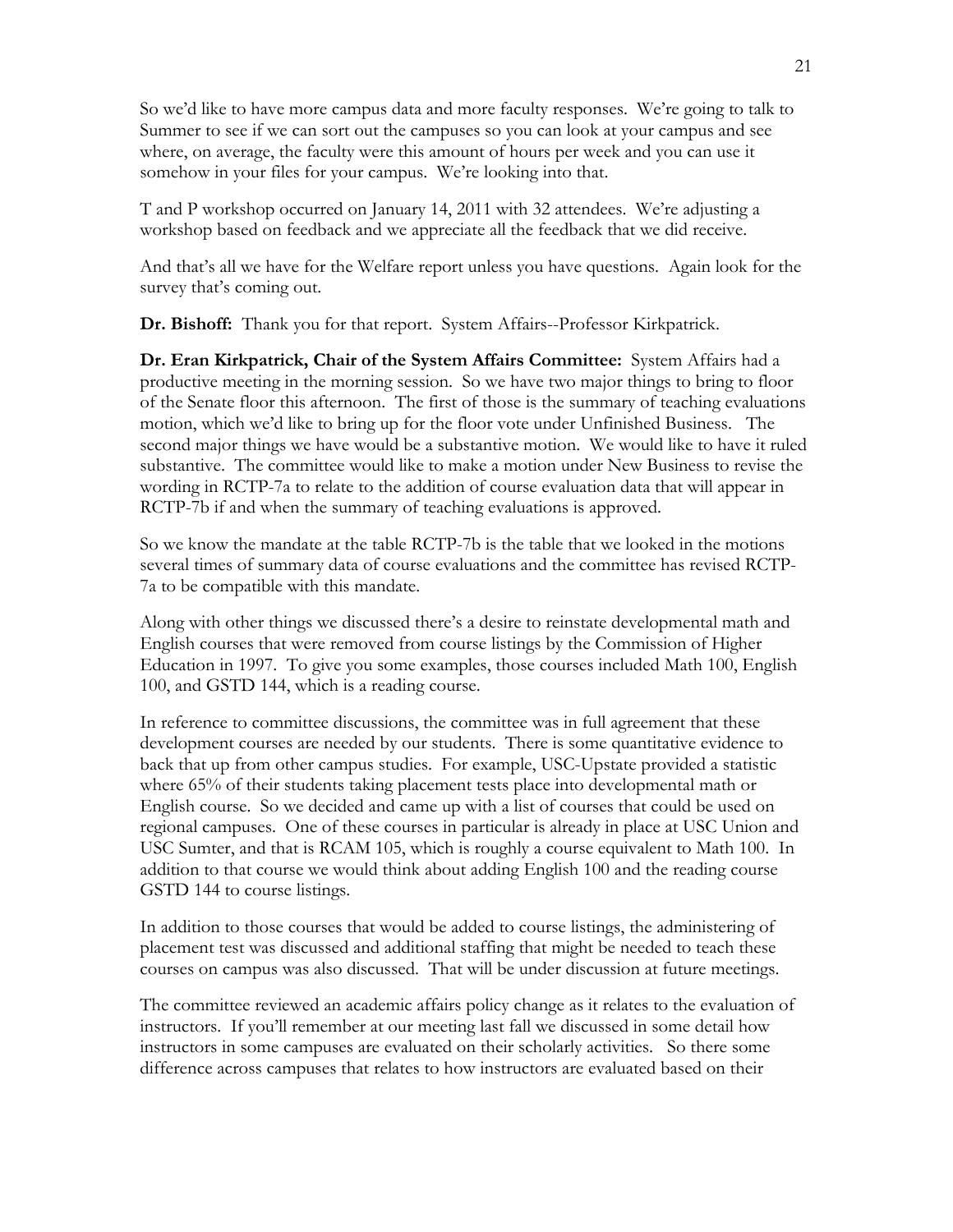So we'd like to have more campus data and more faculty responses. We're going to talk to Summer to see if we can sort out the campuses so you can look at your campus and see where, on average, the faculty were this amount of hours per week and you can use it somehow in your files for your campus. We're looking into that.

T and P workshop occurred on January 14, 2011 with 32 attendees. We're adjusting a workshop based on feedback and we appreciate all the feedback that we did receive.

And that's all we have for the Welfare report unless you have questions. Again look for the survey that's coming out.

**Dr. Bishoff:** Thank you for that report. System Affairs--Professor Kirkpatrick.

**Dr. Eran Kirkpatrick, Chair of the System Affairs Committee:** System Affairs had a productive meeting in the morning session. So we have two major things to bring to floor of the Senate floor this afternoon. The first of those is the summary of teaching evaluations motion, which we'd like to bring up for the floor vote under Unfinished Business. The second major things we have would be a substantive motion. We would like to have it ruled substantive. The committee would like to make a motion under New Business to revise the wording in RCTP-7a to relate to the addition of course evaluation data that will appear in RCTP-7b if and when the summary of teaching evaluations is approved.

So we know the mandate at the table RCTP-7b is the table that we looked in the motions several times of summary data of course evaluations and the committee has revised RCTP-7a to be compatible with this mandate.

Along with other things we discussed there's a desire to reinstate developmental math and English courses that were removed from course listings by the Commission of Higher Education in 1997. To give you some examples, those courses included Math 100, English 100, and GSTD 144, which is a reading course.

In reference to committee discussions, the committee was in full agreement that these development courses are needed by our students. There is some quantitative evidence to back that up from other campus studies. For example, USC-Upstate provided a statistic where 65% of their students taking placement tests place into developmental math or English course. So we decided and came up with a list of courses that could be used on regional campuses. One of these courses in particular is already in place at USC Union and USC Sumter, and that is RCAM 105, which is roughly a course equivalent to Math 100. In addition to that course we would think about adding English 100 and the reading course GSTD 144 to course listings.

In addition to those courses that would be added to course listings, the administering of placement test was discussed and additional staffing that might be needed to teach these courses on campus was also discussed. That will be under discussion at future meetings.

The committee reviewed an academic affairs policy change as it relates to the evaluation of instructors. If you'll remember at our meeting last fall we discussed in some detail how instructors in some campuses are evaluated on their scholarly activities. So there some difference across campuses that relates to how instructors are evaluated based on their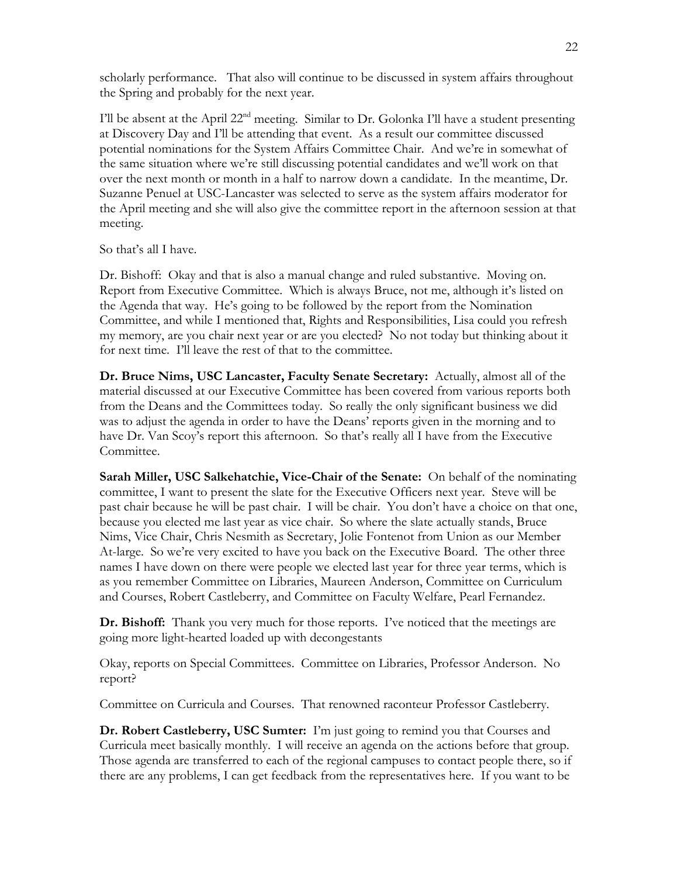scholarly performance. That also will continue to be discussed in system affairs throughout the Spring and probably for the next year.

I'll be absent at the April 22nd meeting. Similar to Dr. Golonka I'll have a student presenting at Discovery Day and I'll be attending that event. As a result our committee discussed potential nominations for the System Affairs Committee Chair. And we're in somewhat of the same situation where we're still discussing potential candidates and we'll work on that over the next month or month in a half to narrow down a candidate. In the meantime, Dr. Suzanne Penuel at USC-Lancaster was selected to serve as the system affairs moderator for the April meeting and she will also give the committee report in the afternoon session at that meeting.

So that's all I have.

Dr. Bishoff: Okay and that is also a manual change and ruled substantive. Moving on. Report from Executive Committee. Which is always Bruce, not me, although it's listed on the Agenda that way. He's going to be followed by the report from the Nomination Committee, and while I mentioned that, Rights and Responsibilities, Lisa could you refresh my memory, are you chair next year or are you elected? No not today but thinking about it for next time. I'll leave the rest of that to the committee.

**Dr. Bruce Nims, USC Lancaster, Faculty Senate Secretary:** Actually, almost all of the material discussed at our Executive Committee has been covered from various reports both from the Deans and the Committees today. So really the only significant business we did was to adjust the agenda in order to have the Deans' reports given in the morning and to have Dr. Van Scoy's report this afternoon. So that's really all I have from the Executive Committee.

**Sarah Miller, USC Salkehatchie, Vice-Chair of the Senate:** On behalf of the nominating committee, I want to present the slate for the Executive Officers next year. Steve will be past chair because he will be past chair. I will be chair. You don't have a choice on that one, because you elected me last year as vice chair. So where the slate actually stands, Bruce Nims, Vice Chair, Chris Nesmith as Secretary, Jolie Fontenot from Union as our Member At-large. So we're very excited to have you back on the Executive Board. The other three names I have down on there were people we elected last year for three year terms, which is as you remember Committee on Libraries, Maureen Anderson, Committee on Curriculum and Courses, Robert Castleberry, and Committee on Faculty Welfare, Pearl Fernandez.

**Dr. Bishoff:** Thank you very much for those reports. I've noticed that the meetings are going more light-hearted loaded up with decongestants

Okay, reports on Special Committees. Committee on Libraries, Professor Anderson. No report?

Committee on Curricula and Courses. That renowned raconteur Professor Castleberry.

**Dr. Robert Castleberry, USC Sumter:** I'm just going to remind you that Courses and Curricula meet basically monthly. I will receive an agenda on the actions before that group. Those agenda are transferred to each of the regional campuses to contact people there, so if there are any problems, I can get feedback from the representatives here. If you want to be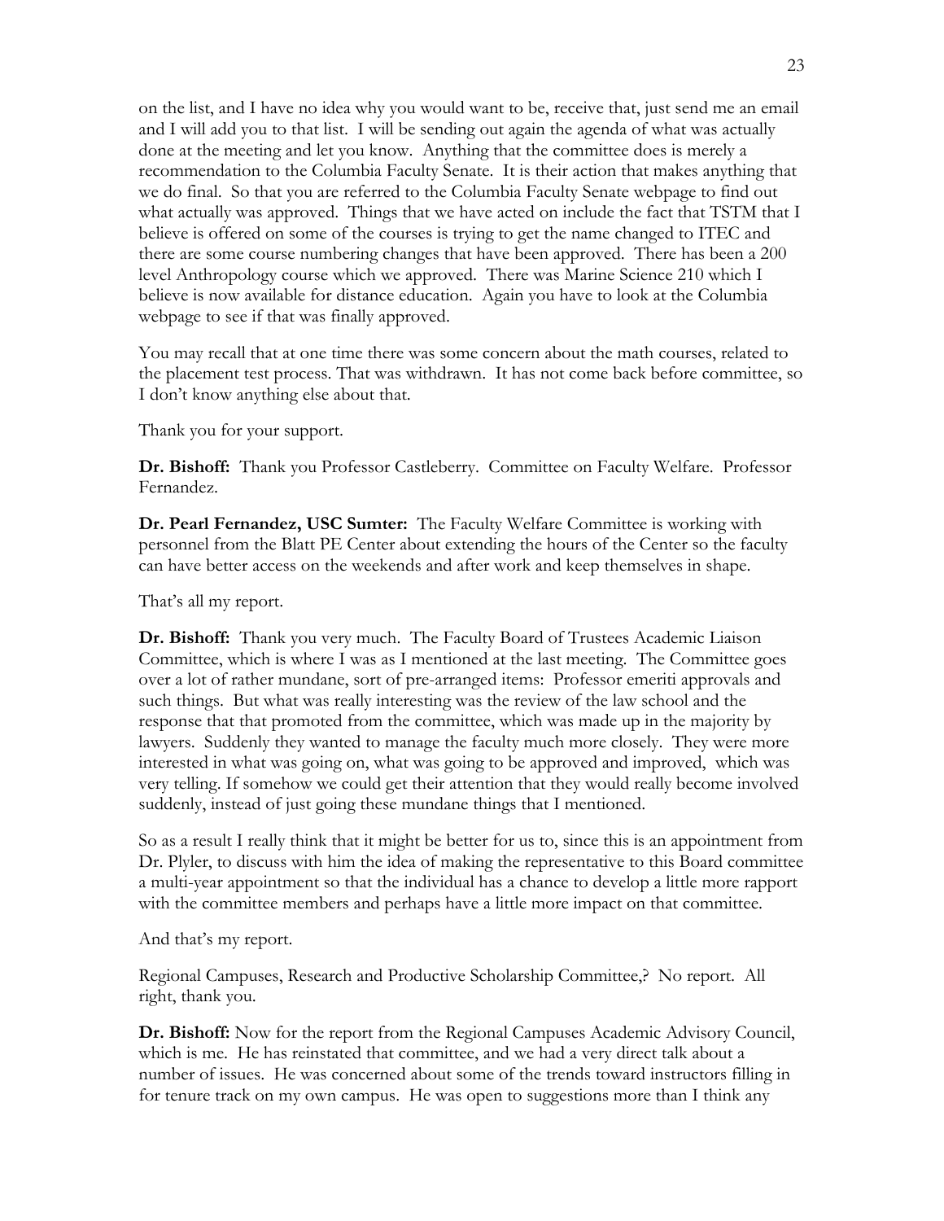on the list, and I have no idea why you would want to be, receive that, just send me an email and I will add you to that list. I will be sending out again the agenda of what was actually done at the meeting and let you know. Anything that the committee does is merely a recommendation to the Columbia Faculty Senate. It is their action that makes anything that we do final. So that you are referred to the Columbia Faculty Senate webpage to find out what actually was approved. Things that we have acted on include the fact that TSTM that I believe is offered on some of the courses is trying to get the name changed to ITEC and there are some course numbering changes that have been approved. There has been a 200 level Anthropology course which we approved. There was Marine Science 210 which I believe is now available for distance education. Again you have to look at the Columbia webpage to see if that was finally approved.

You may recall that at one time there was some concern about the math courses, related to the placement test process. That was withdrawn. It has not come back before committee, so I don't know anything else about that.

Thank you for your support.

**Dr. Bishoff:** Thank you Professor Castleberry. Committee on Faculty Welfare. Professor Fernandez.

**Dr. Pearl Fernandez, USC Sumter:** The Faculty Welfare Committee is working with personnel from the Blatt PE Center about extending the hours of the Center so the faculty can have better access on the weekends and after work and keep themselves in shape.

That's all my report.

**Dr. Bishoff:** Thank you very much. The Faculty Board of Trustees Academic Liaison Committee, which is where I was as I mentioned at the last meeting. The Committee goes over a lot of rather mundane, sort of pre-arranged items: Professor emeriti approvals and such things. But what was really interesting was the review of the law school and the response that that promoted from the committee, which was made up in the majority by lawyers. Suddenly they wanted to manage the faculty much more closely. They were more interested in what was going on, what was going to be approved and improved, which was very telling. If somehow we could get their attention that they would really become involved suddenly, instead of just going these mundane things that I mentioned.

So as a result I really think that it might be better for us to, since this is an appointment from Dr. Plyler, to discuss with him the idea of making the representative to this Board committee a multi-year appointment so that the individual has a chance to develop a little more rapport with the committee members and perhaps have a little more impact on that committee.

And that's my report.

Regional Campuses, Research and Productive Scholarship Committee,? No report. All right, thank you.

**Dr. Bishoff:** Now for the report from the Regional Campuses Academic Advisory Council, which is me. He has reinstated that committee, and we had a very direct talk about a number of issues. He was concerned about some of the trends toward instructors filling in for tenure track on my own campus. He was open to suggestions more than I think any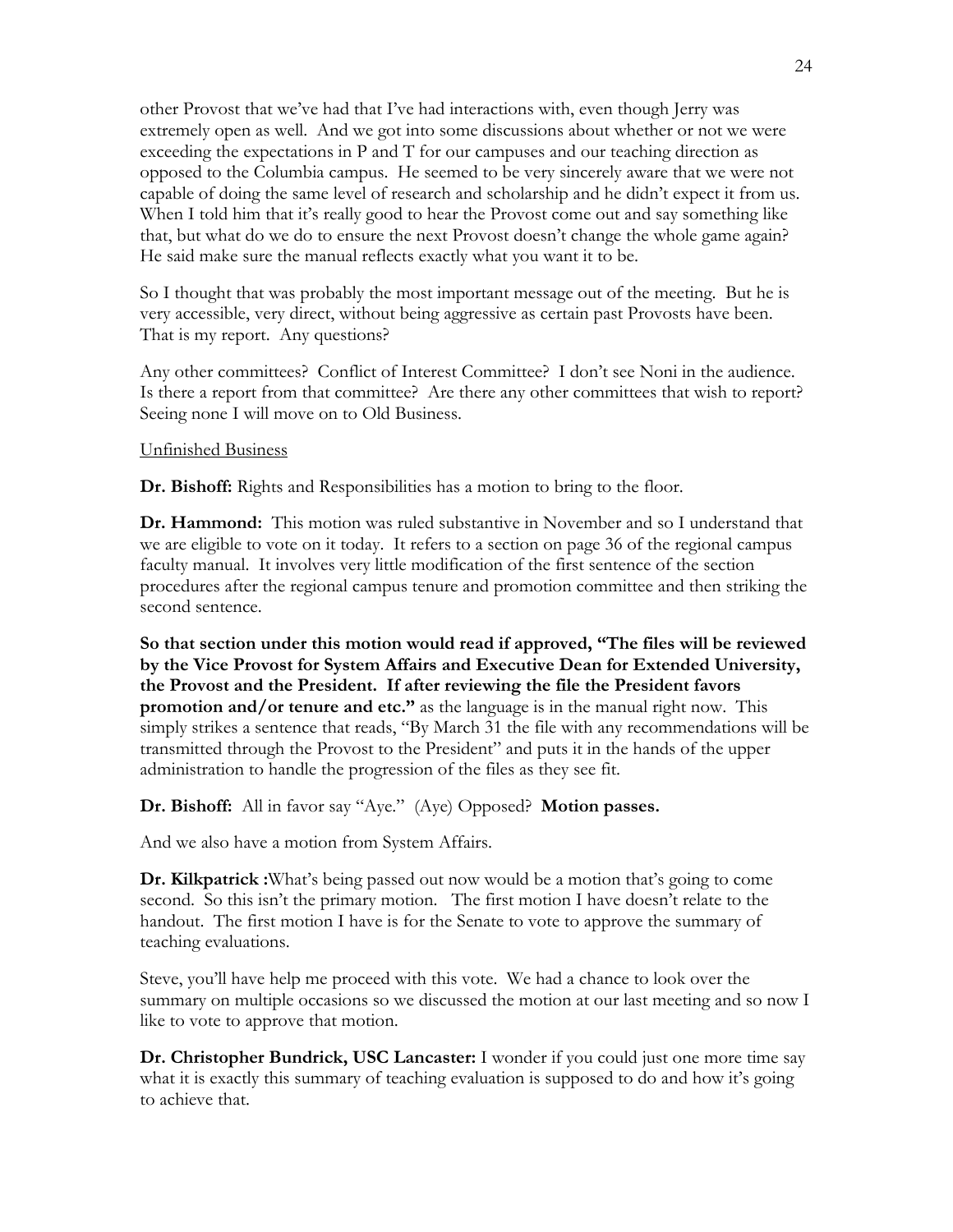other Provost that we've had that I've had interactions with, even though Jerry was extremely open as well. And we got into some discussions about whether or not we were exceeding the expectations in P and T for our campuses and our teaching direction as opposed to the Columbia campus. He seemed to be very sincerely aware that we were not capable of doing the same level of research and scholarship and he didn't expect it from us. When I told him that it's really good to hear the Provost come out and say something like that, but what do we do to ensure the next Provost doesn't change the whole game again? He said make sure the manual reflects exactly what you want it to be.

So I thought that was probably the most important message out of the meeting. But he is very accessible, very direct, without being aggressive as certain past Provosts have been. That is my report. Any questions?

Any other committees? Conflict of Interest Committee? I don't see Noni in the audience. Is there a report from that committee? Are there any other committees that wish to report? Seeing none I will move on to Old Business.

Unfinished Business

**Dr. Bishoff:** Rights and Responsibilities has a motion to bring to the floor.

**Dr. Hammond:** This motion was ruled substantive in November and so I understand that we are eligible to vote on it today. It refers to a section on page 36 of the regional campus faculty manual. It involves very little modification of the first sentence of the section procedures after the regional campus tenure and promotion committee and then striking the second sentence.

**So that section under this motion would read if approved, "The files will be reviewed by the Vice Provost for System Affairs and Executive Dean for Extended University, the Provost and the President. If after reviewing the file the President favors promotion and/or tenure and etc."** as the language is in the manual right now. This simply strikes a sentence that reads, "By March 31 the file with any recommendations will be transmitted through the Provost to the President" and puts it in the hands of the upper administration to handle the progression of the files as they see fit.

**Dr. Bishoff:** All in favor say "Aye." (Aye) Opposed? **Motion passes.**

And we also have a motion from System Affairs.

**Dr. Kilkpatrick :**What's being passed out now would be a motion that's going to come second. So this isn't the primary motion. The first motion I have doesn't relate to the handout. The first motion I have is for the Senate to vote to approve the summary of teaching evaluations.

Steve, you'll have help me proceed with this vote. We had a chance to look over the summary on multiple occasions so we discussed the motion at our last meeting and so now I like to vote to approve that motion.

**Dr. Christopher Bundrick, USC Lancaster:** I wonder if you could just one more time say what it is exactly this summary of teaching evaluation is supposed to do and how it's going to achieve that.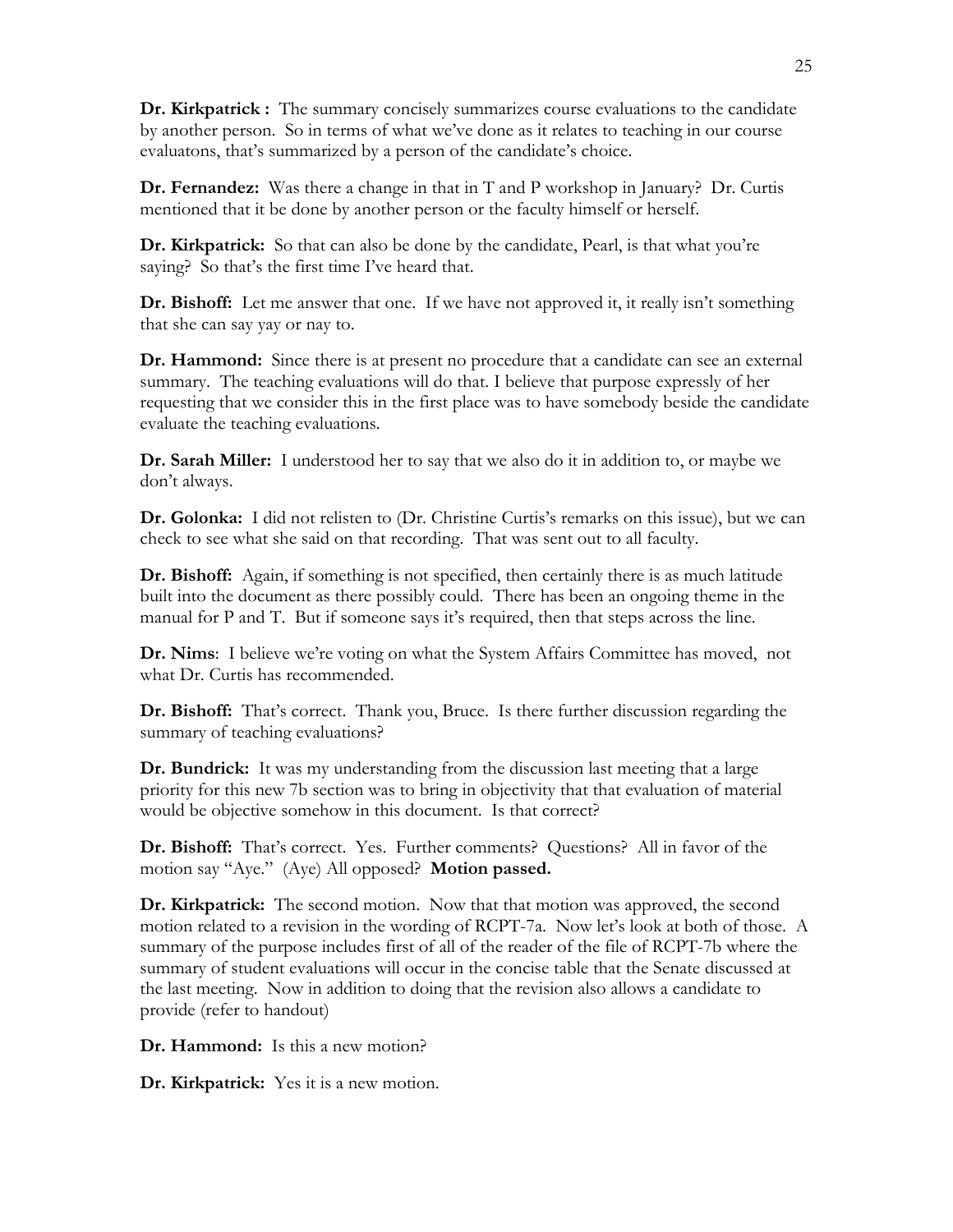**Dr. Kirkpatrick :** The summary concisely summarizes course evaluations to the candidate by another person. So in terms of what we've done as it relates to teaching in our course evaluatons, that's summarized by a person of the candidate's choice.

**Dr. Fernandez:** Was there a change in that in T and P workshop in January? Dr. Curtis mentioned that it be done by another person or the faculty himself or herself.

**Dr. Kirkpatrick:** So that can also be done by the candidate, Pearl, is that what you're saying? So that's the first time I've heard that.

**Dr. Bishoff:** Let me answer that one. If we have not approved it, it really isn't something that she can say yay or nay to.

**Dr. Hammond:** Since there is at present no procedure that a candidate can see an external summary. The teaching evaluations will do that. I believe that purpose expressly of her requesting that we consider this in the first place was to have somebody beside the candidate evaluate the teaching evaluations.

**Dr. Sarah Miller:** I understood her to say that we also do it in addition to, or maybe we don't always.

**Dr. Golonka:** I did not relisten to (Dr. Christine Curtis's remarks on this issue), but we can check to see what she said on that recording. That was sent out to all faculty.

**Dr. Bishoff:** Again, if something is not specified, then certainly there is as much latitude built into the document as there possibly could. There has been an ongoing theme in the manual for P and T. But if someone says it's required, then that steps across the line.

**Dr. Nims**: I believe we're voting on what the System Affairs Committee has moved, not what Dr. Curtis has recommended.

**Dr. Bishoff:** That's correct. Thank you, Bruce. Is there further discussion regarding the summary of teaching evaluations?

**Dr. Bundrick:** It was my understanding from the discussion last meeting that a large priority for this new 7b section was to bring in objectivity that that evaluation of material would be objective somehow in this document. Is that correct?

**Dr. Bishoff:** That's correct. Yes. Further comments? Questions? All in favor of the motion say "Aye." (Aye) All opposed? **Motion passed.**

**Dr. Kirkpatrick:** The second motion. Now that that motion was approved, the second motion related to a revision in the wording of RCPT-7a. Now let's look at both of those. A summary of the purpose includes first of all of the reader of the file of RCPT-7b where the summary of student evaluations will occur in the concise table that the Senate discussed at the last meeting. Now in addition to doing that the revision also allows a candidate to provide (refer to handout)

**Dr. Hammond:** Is this a new motion?

**Dr. Kirkpatrick:** Yes it is a new motion.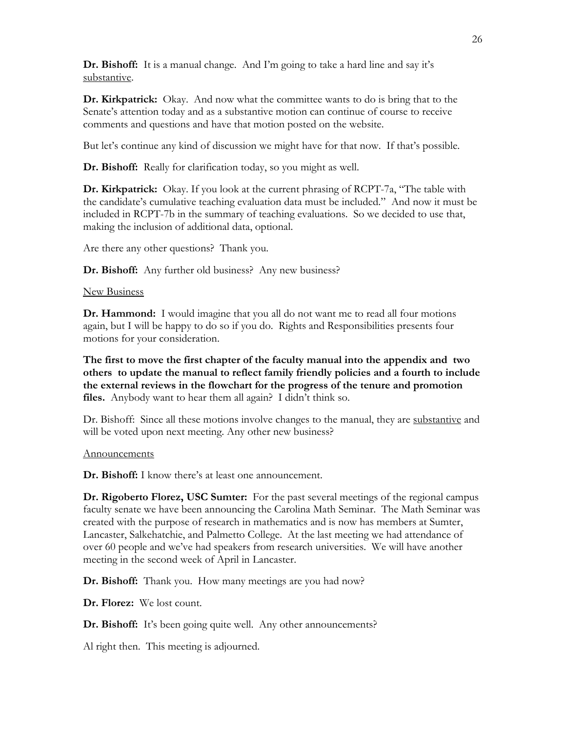**Dr. Bishoff:** It is a manual change. And I'm going to take a hard line and say it's substantive.

**Dr. Kirkpatrick:** Okay. And now what the committee wants to do is bring that to the Senate's attention today and as a substantive motion can continue of course to receive comments and questions and have that motion posted on the website.

But let's continue any kind of discussion we might have for that now. If that's possible.

**Dr. Bishoff:** Really for clarification today, so you might as well.

**Dr. Kirkpatrick:** Okay. If you look at the current phrasing of RCPT-7a, "The table with the candidate's cumulative teaching evaluation data must be included." And now it must be included in RCPT-7b in the summary of teaching evaluations. So we decided to use that, making the inclusion of additional data, optional.

Are there any other questions? Thank you.

**Dr. Bishoff:** Any further old business? Any new business?

New Business

**Dr. Hammond:** I would imagine that you all do not want me to read all four motions again, but I will be happy to do so if you do. Rights and Responsibilities presents four motions for your consideration.

**The first to move the first chapter of the faculty manual into the appendix and two others to update the manual to reflect family friendly policies and a fourth to include the external reviews in the flowchart for the progress of the tenure and promotion files.** Anybody want to hear them all again? I didn't think so.

Dr. Bishoff: Since all these motions involve changes to the manual, they are substantive and will be voted upon next meeting. Any other new business?

Announcements

**Dr. Bishoff:** I know there's at least one announcement.

**Dr. Rigoberto Florez, USC Sumter:** For the past several meetings of the regional campus faculty senate we have been announcing the Carolina Math Seminar. The Math Seminar was created with the purpose of research in mathematics and is now has members at Sumter, Lancaster, Salkehatchie, and Palmetto College. At the last meeting we had attendance of over 60 people and we've had speakers from research universities. We will have another meeting in the second week of April in Lancaster.

**Dr. Bishoff:** Thank you. How many meetings are you had now?

**Dr. Florez:** We lost count.

**Dr. Bishoff:** It's been going quite well. Any other announcements?

Al right then. This meeting is adjourned.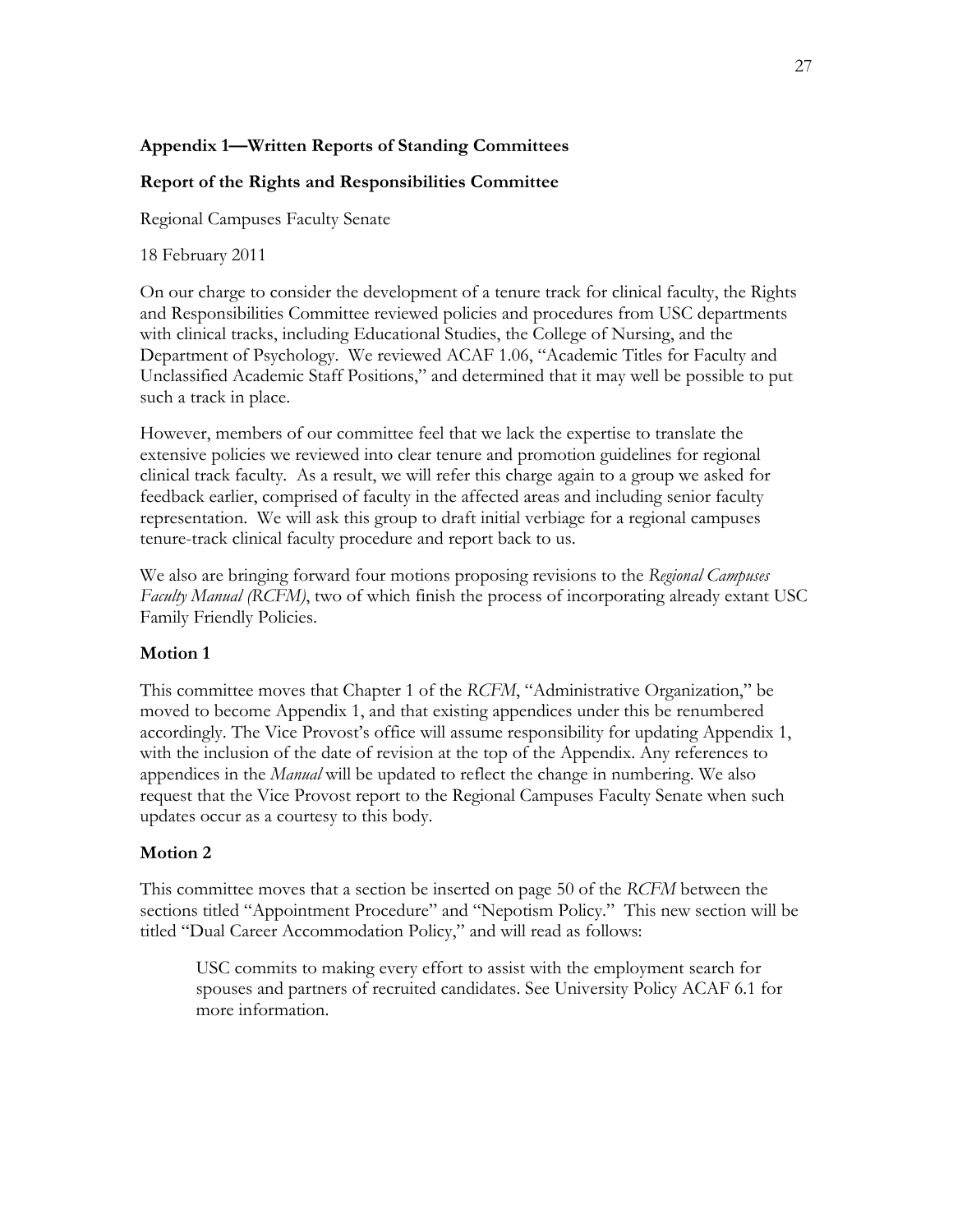**Appendix 1—Written Reports of Standing Committees**

**Report of the Rights and Responsibilities Committee**

Regional Campuses Faculty Senate

18 February 2011

On our charge to consider the development of a tenure track for clinical faculty, the Rights and Responsibilities Committee reviewed policies and procedures from USC departments with clinical tracks, including Educational Studies, the College of Nursing, and the Department of Psychology. We reviewed ACAF 1.06, "Academic Titles for Faculty and Unclassified Academic Staff Positions," and determined that it may well be possible to put such a track in place.

However, members of our committee feel that we lack the expertise to translate the extensive policies we reviewed into clear tenure and promotion guidelines for regional clinical track faculty. As a result, we will refer this charge again to a group we asked for feedback earlier, comprised of faculty in the affected areas and including senior faculty representation. We will ask this group to draft initial verbiage for a regional campuses tenure-track clinical faculty procedure and report back to us.

We also are bringing forward four motions proposing revisions to the *Regional Campuses Faculty Manual (RCFM)*, two of which finish the process of incorporating already extant USC Family Friendly Policies.

**Motion 1**

This committee moves that Chapter 1 of the *RCFM*, "Administrative Organization," be moved to become Appendix 1, and that existing appendices under this be renumbered accordingly. The Vice Provost's office will assume responsibility for updating Appendix 1, with the inclusion of the date of revision at the top of the Appendix. Any references to appendices in the *Manual* will be updated to reflect the change in numbering. We also request that the Vice Provost report to the Regional Campuses Faculty Senate when such updates occur as a courtesy to this body.

**Motion 2**

This committee moves that a section be inserted on page 50 of the *RCFM* between the sections titled "Appointment Procedure" and "Nepotism Policy." This new section will be titled "Dual Career Accommodation Policy," and will read as follows:

> USC commits to making every effort to assist with the employment search for spouses and partners of recruited candidates. See University Policy ACAF 6.1 for more information.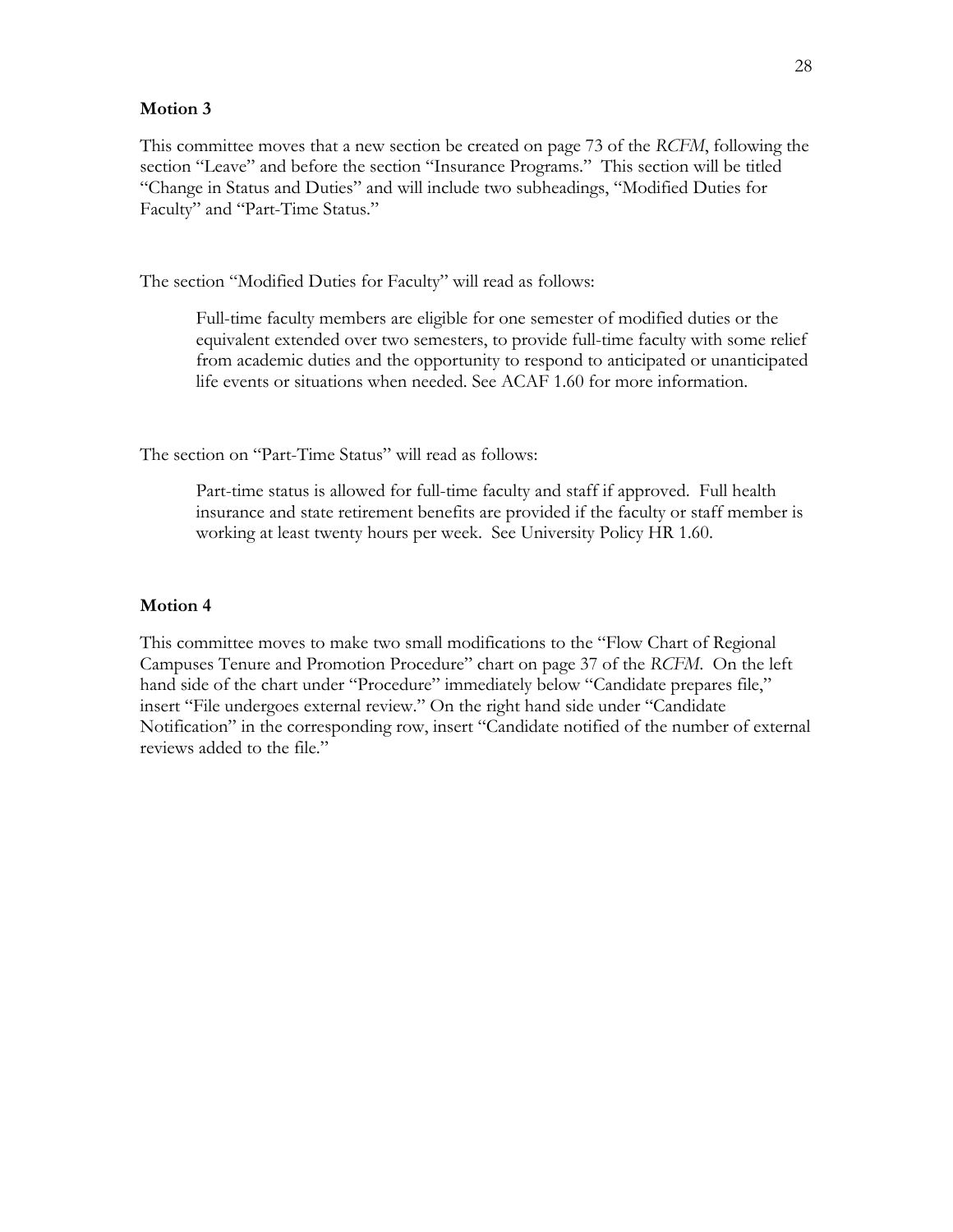**Motion 3**

This committee moves that a new section be created on page 73 of the *RCFM*, following the section "Leave" and before the section "Insurance Programs." This section will be titled "Change in Status and Duties" and will include two subheadings, "Modified Duties for Faculty" and "Part-Time Status."

The section "Modified Duties for Faculty" will read as follows:

> Full-time faculty members are eligible for one semester of modified duties or the equivalent extended over two semesters, to provide full-time faculty with some relief from academic duties and the opportunity to respond to anticipated or unanticipated life events or situations when needed. See ACAF 1.60 for more information.

The section on "Part-Time Status" will read as follows:

> Part-time status is allowed for full-time faculty and staff if approved. Full health insurance and state retirement benefits are provided if the faculty or staff member is working at least twenty hours per week. See University Policy HR 1.60.

**Motion 4**

This committee moves to make two small modifications to the "Flow Chart of Regional Campuses Tenure and Promotion Procedure" chart on page 37 of the *RCFM*. On the left hand side of the chart under "Procedure" immediately below "Candidate prepares file," insert "File undergoes external review." On the right hand side under "Candidate Notification" in the corresponding row, insert "Candidate notified of the number of external reviews added to the file."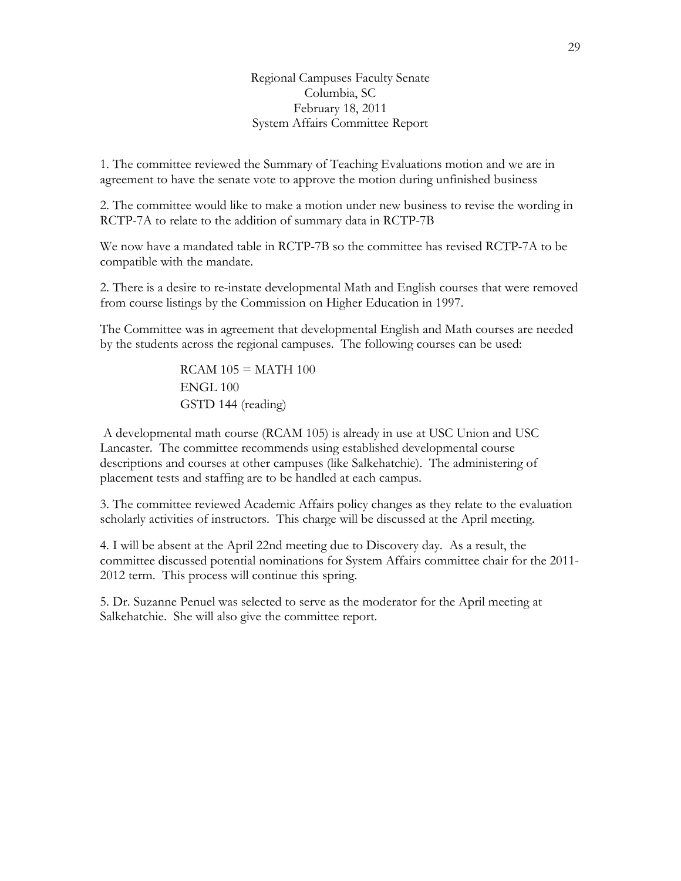Regional Campuses Faculty Senate
Columbia, SC
February 18, 2011
System Affairs Committee Report

1. The committee reviewed the Summary of Teaching Evaluations motion and we are in agreement to have the senate vote to approve the motion during unfinished business

2. The committee would like to make a motion under new business to revise the wording in RCTP-7A to relate to the addition of summary data in RCTP-7B

We now have a mandated table in RCTP-7B so the committee has revised RCTP-7A to be compatible with the mandate.

2. There is a desire to re-instate developmental Math and English courses that were removed from course listings by the Commission on Higher Education in 1997.

The Committee was in agreement that developmental English and Math courses are needed by the students across the regional campuses. The following courses can be used:

RCAM 105 = MATH 100
ENGL 100
GSTD 144 (reading)

A developmental math course (RCAM 105) is already in use at USC Union and USC Lancaster. The committee recommends using established developmental course descriptions and courses at other campuses (like Salkehatchie). The administering of placement tests and staffing are to be handled at each campus.

3. The committee reviewed Academic Affairs policy changes as they relate to the evaluation scholarly activities of instructors. This charge will be discussed at the April meeting.

4. I will be absent at the April 22nd meeting due to Discovery day. As a result, the committee discussed potential nominations for System Affairs committee chair for the 2011-2012 term. This process will continue this spring.

5. Dr. Suzanne Penuel was selected to serve as the moderator for the April meeting at Salkehatchie. She will also give the committee report.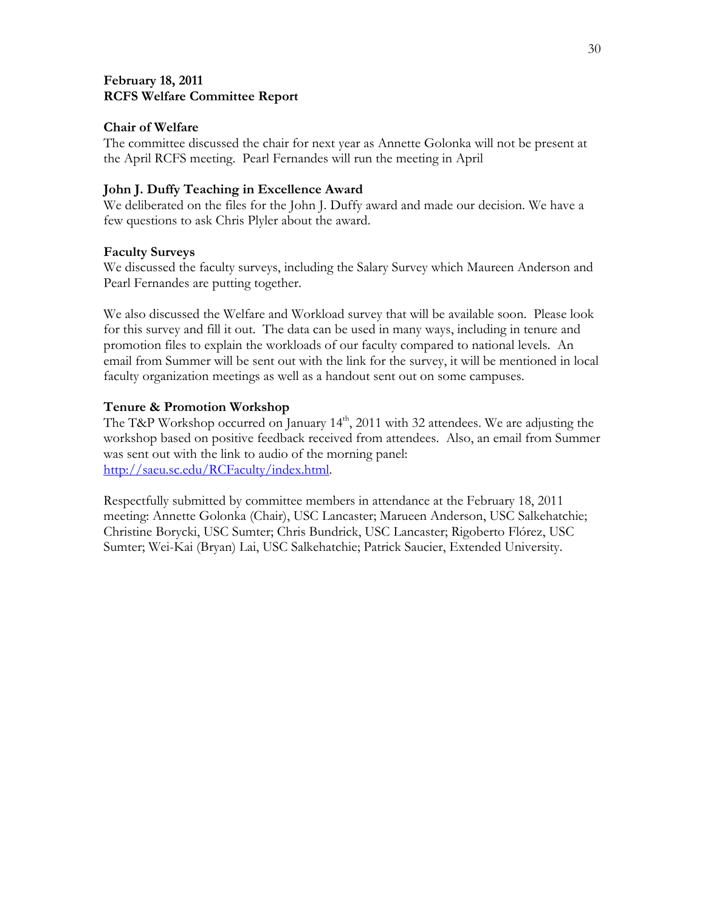**February 18, 2011**
**RCFS Welfare Committee Report**

**Chair of Welfare**
The committee discussed the chair for next year as Annette Golonka will not be present at the April RCFS meeting. Pearl Fernandes will run the meeting in April

**John J. Duffy Teaching in Excellence Award**
We deliberated on the files for the John J. Duffy award and made our decision. We have a few questions to ask Chris Plyler about the award.

**Faculty Surveys**
We discussed the faculty surveys, including the Salary Survey which Maureen Anderson and Pearl Fernandes are putting together.

We also discussed the Welfare and Workload survey that will be available soon. Please look for this survey and fill it out. The data can be used in many ways, including in tenure and promotion files to explain the workloads of our faculty compared to national levels. An email from Summer will be sent out with the link for the survey, it will be mentioned in local faculty organization meetings as well as a handout sent out on some campuses.

**Tenure & Promotion Workshop**
The T&P Workshop occurred on January 14th, 2011 with 32 attendees. We are adjusting the workshop based on positive feedback received from attendees. Also, an email from Summer was sent out with the link to audio of the morning panel: http://saeu.sc.edu/RCFaculty/index.html.

Respectfully submitted by committee members in attendance at the February 18, 2011 meeting: Annette Golonka (Chair), USC Lancaster; Marueen Anderson, USC Salkehatchie; Christine Borycki, USC Sumter; Chris Bundrick, USC Lancaster; Rigoberto Flórez, USC Sumter; Wei-Kai (Bryan) Lai, USC Salkehatchie; Patrick Saucier, Extended University.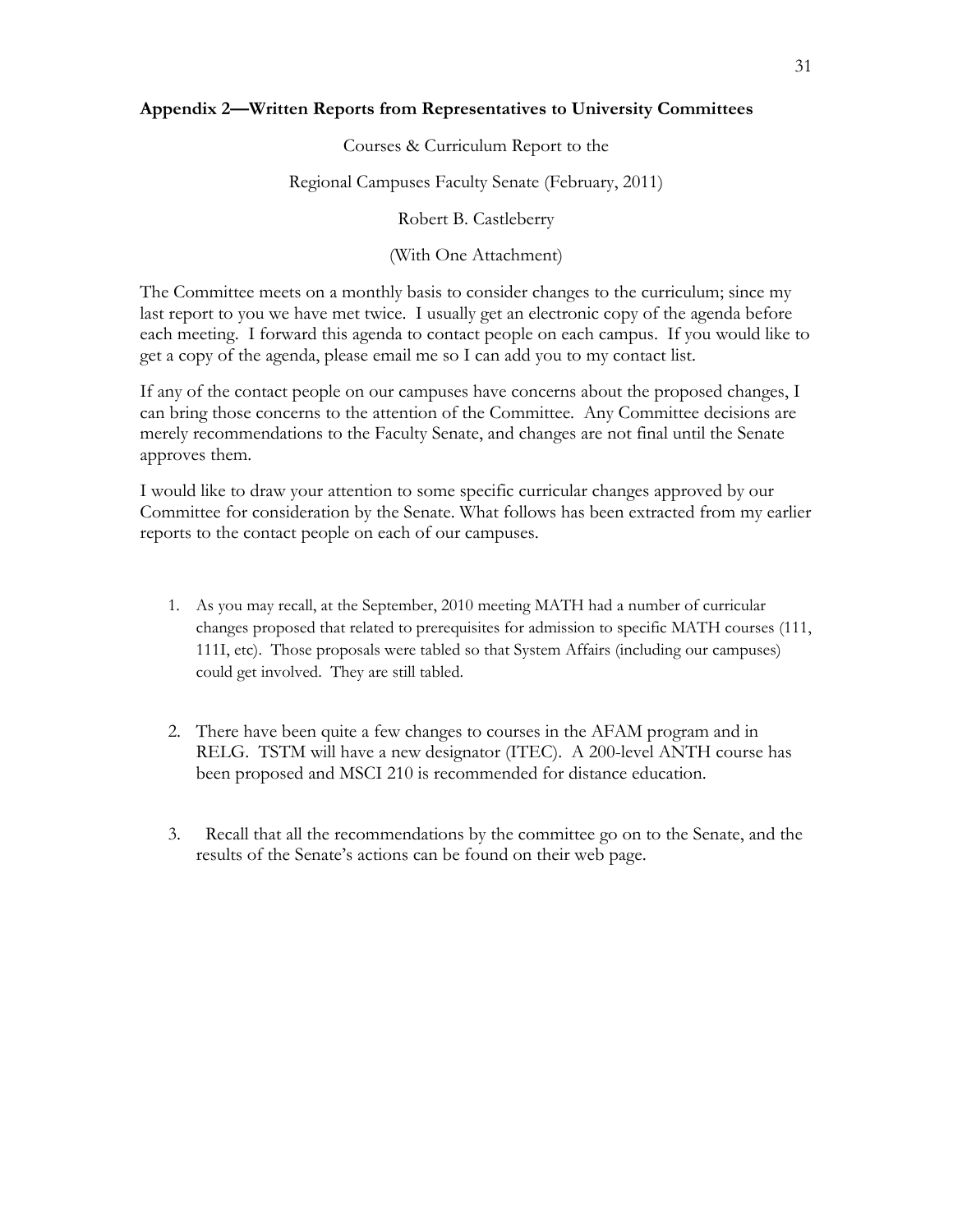### Appendix 2—Written Reports from Representatives to University Committees

Courses & Curriculum Report to the

Regional Campuses Faculty Senate (February, 2011)

Robert B. Castleberry

(With One Attachment)

The Committee meets on a monthly basis to consider changes to the curriculum; since my last report to you we have met twice. I usually get an electronic copy of the agenda before each meeting. I forward this agenda to contact people on each campus. If you would like to get a copy of the agenda, please email me so I can add you to my contact list.

If any of the contact people on our campuses have concerns about the proposed changes, I can bring those concerns to the attention of the Committee. Any Committee decisions are merely recommendations to the Faculty Senate, and changes are not final until the Senate approves them.

I would like to draw your attention to some specific curricular changes approved by our Committee for consideration by the Senate. What follows has been extracted from my earlier reports to the contact people on each of our campuses.

1. As you may recall, at the September, 2010 meeting MATH had a number of curricular changes proposed that related to prerequisites for admission to specific MATH courses (111, 111I, etc). Those proposals were tabled so that System Affairs (including our campuses) could get involved. They are still tabled.

2. There have been quite a few changes to courses in the AFAM program and in RELG. TSTM will have a new designator (ITEC). A 200-level ANTH course has been proposed and MSCI 210 is recommended for distance education.

3. Recall that all the recommendations by the committee go on to the Senate, and the results of the Senate's actions can be found on their web page.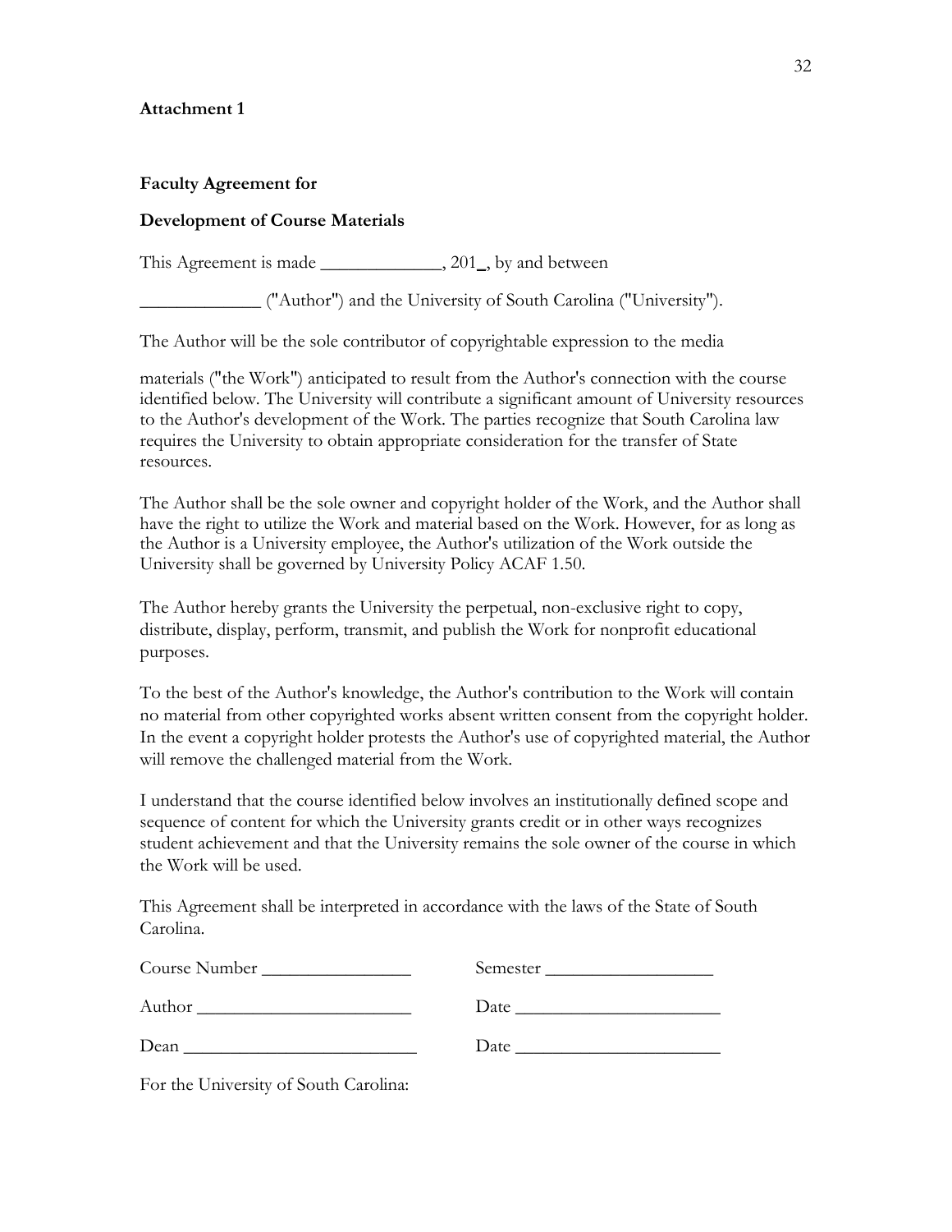**Attachment 1**

**Faculty Agreement for**

**Development of Course Materials**

This Agreement is made _____________, 201_, by and between

_____________ ("Author") and the University of South Carolina ("University").

The Author will be the sole contributor of copyrightable expression to the media materials ("the Work") anticipated to result from the Author's connection with the course identified below. The University will contribute a significant amount of University resources to the Author's development of the Work. The parties recognize that South Carolina law requires the University to obtain appropriate consideration for the transfer of State resources.

The Author shall be the sole owner and copyright holder of the Work, and the Author shall have the right to utilize the Work and material based on the Work. However, for as long as the Author is a University employee, the Author's utilization of the Work outside the University shall be governed by University Policy ACAF 1.50.

The Author hereby grants the University the perpetual, non-exclusive right to copy, distribute, display, perform, transmit, and publish the Work for nonprofit educational purposes.

To the best of the Author's knowledge, the Author's contribution to the Work will contain no material from other copyrighted works absent written consent from the copyright holder. In the event a copyright holder protests the Author's use of copyrighted material, the Author will remove the challenged material from the Work.

I understand that the course identified below involves an institutionally defined scope and sequence of content for which the University grants credit or in other ways recognizes student achievement and that the University remains the sole owner of the course in which the Work will be used.

This Agreement shall be interpreted in accordance with the laws of the State of South Carolina.

Course Number ________________ Semester __________________

Author _______________________ Date ______________________

Dean _________________________ Date ______________________

For the University of South Carolina: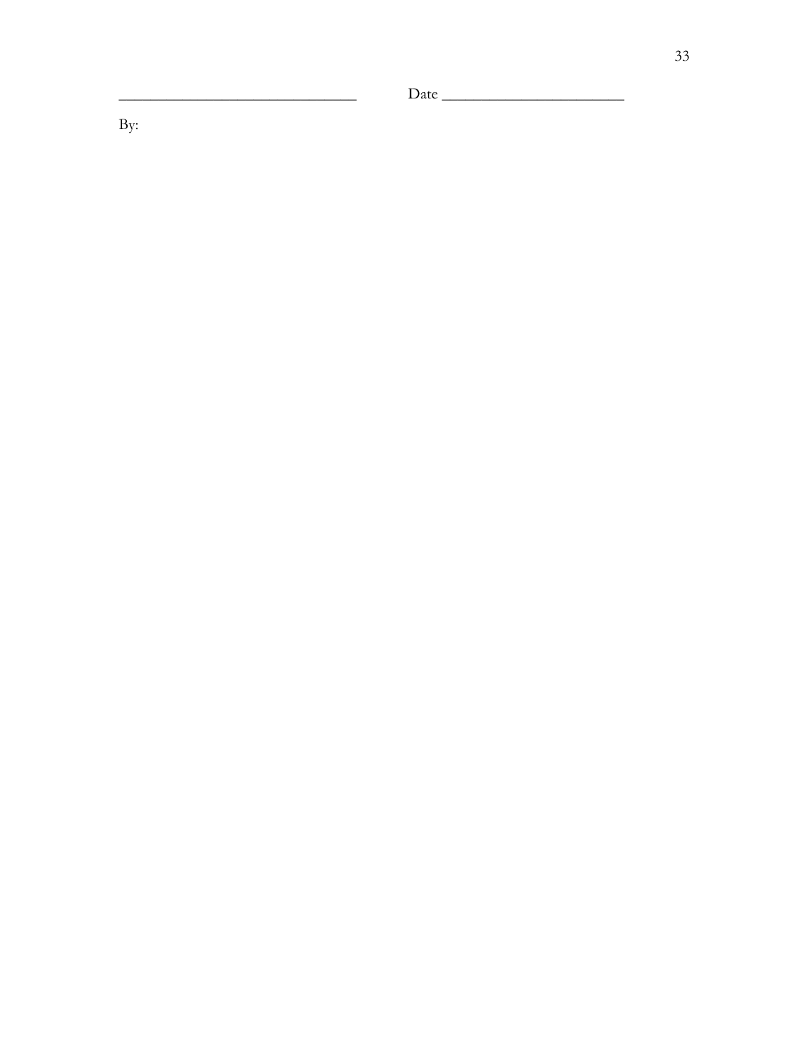______________________________ Date ______________________

By: